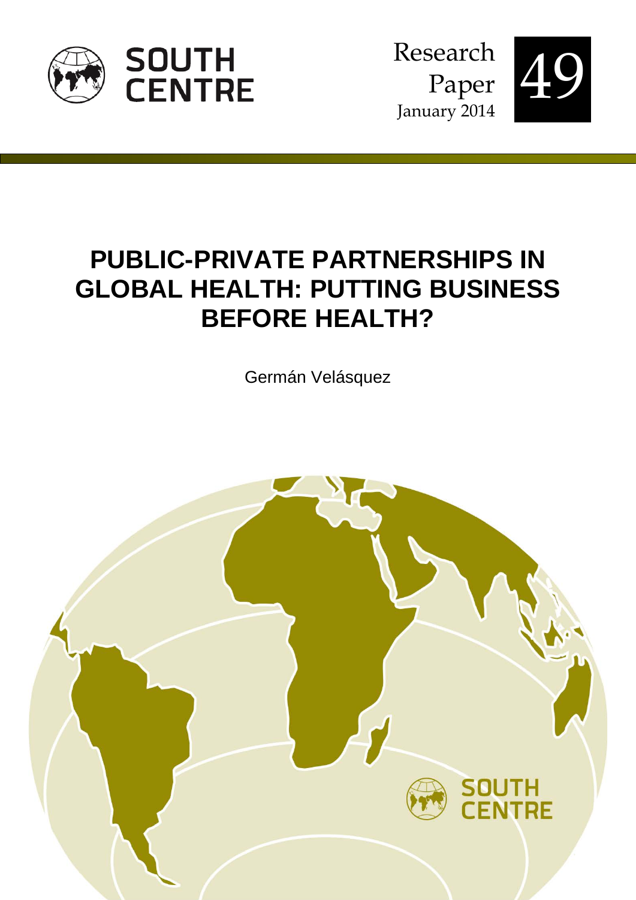SOUTH CENTRE

Research Paper 49

January 2014

# PUBLIC-PRIVATE PARTNERSHIPS IN GLOBAL HEALTH: PUTTING BUSINESS BEFORE HEALTH?

Germán Velásquez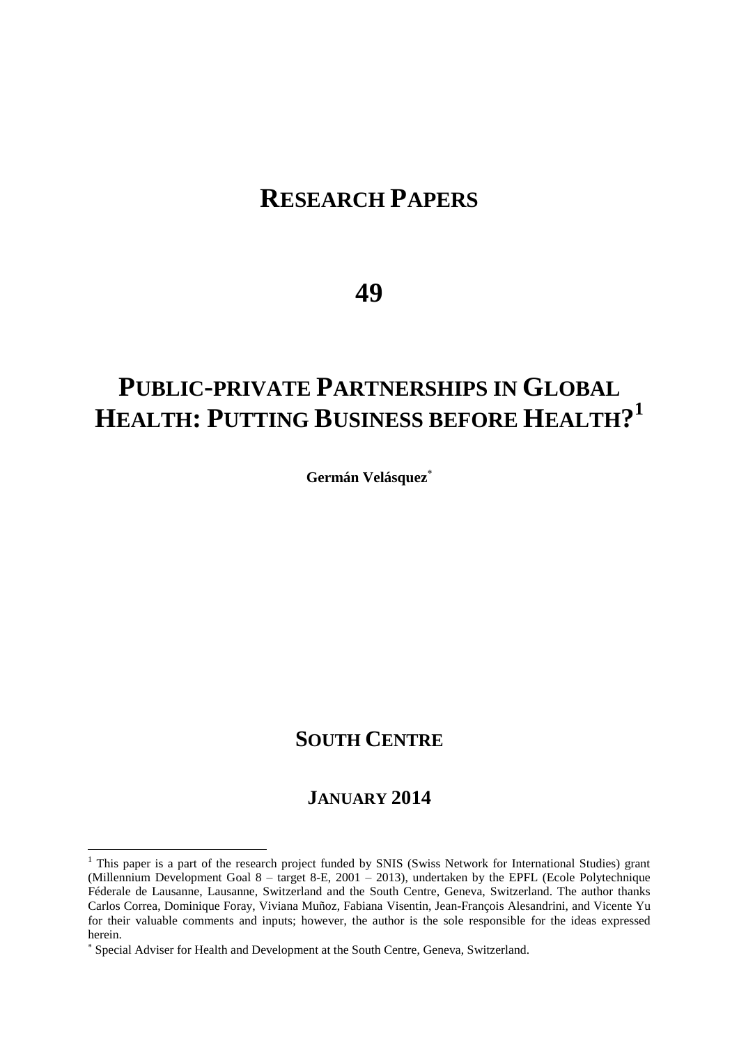# RESEARCH PAPERS

# 49

# PUBLIC-PRIVATE PARTNERSHIPS IN GLOBAL HEALTH: PUTTING BUSINESS BEFORE HEALTH?[1]

**Germán Velásquez**[*]

## SOUTH CENTRE

## JANUARY 2014

---

[1] This paper is a part of the research project funded by SNIS (Swiss Network for International Studies) grant (Millennium Development Goal 8 – target 8-E, 2001 – 2013), undertaken by the EPFL (Ecole Polytechnique Féderale de Lausanne, Lausanne, Switzerland and the South Centre, Geneva, Switzerland. The author thanks Carlos Correa, Dominique Foray, Viviana Muñoz, Fabiana Visentin, Jean-François Alesandrini, and Vicente Yu for their valuable comments and inputs; however, the author is the sole responsible for the ideas expressed herein.

[*] Special Adviser for Health and Development at the South Centre, Geneva, Switzerland.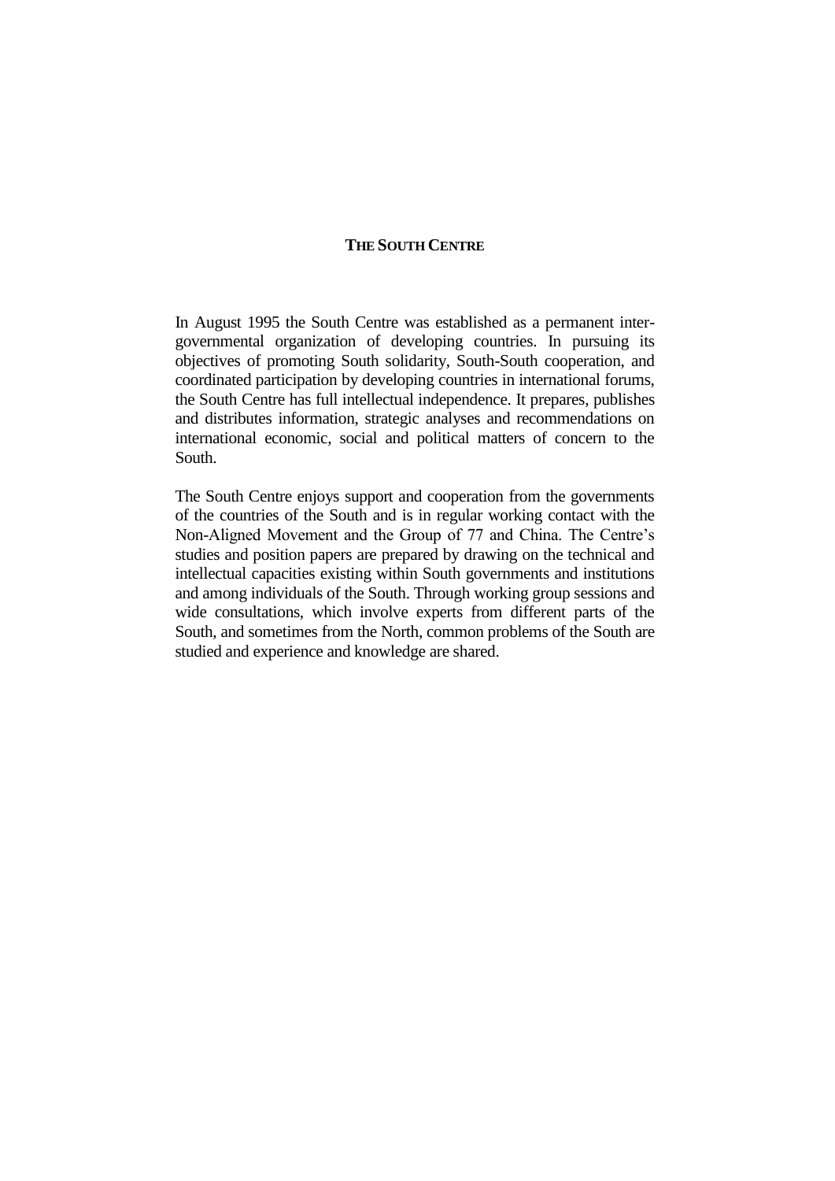# THE SOUTH CENTRE

In August 1995 the South Centre was established as a permanent inter-governmental organization of developing countries. In pursuing its objectives of promoting South solidarity, South-South cooperation, and coordinated participation by developing countries in international forums, the South Centre has full intellectual independence. It prepares, publishes and distributes information, strategic analyses and recommendations on international economic, social and political matters of concern to the South.

The South Centre enjoys support and cooperation from the governments of the countries of the South and is in regular working contact with the Non-Aligned Movement and the Group of 77 and China. The Centre's studies and position papers are prepared by drawing on the technical and intellectual capacities existing within South governments and institutions and among individuals of the South. Through working group sessions and wide consultations, which involve experts from different parts of the South, and sometimes from the North, common problems of the South are studied and experience and knowledge are shared.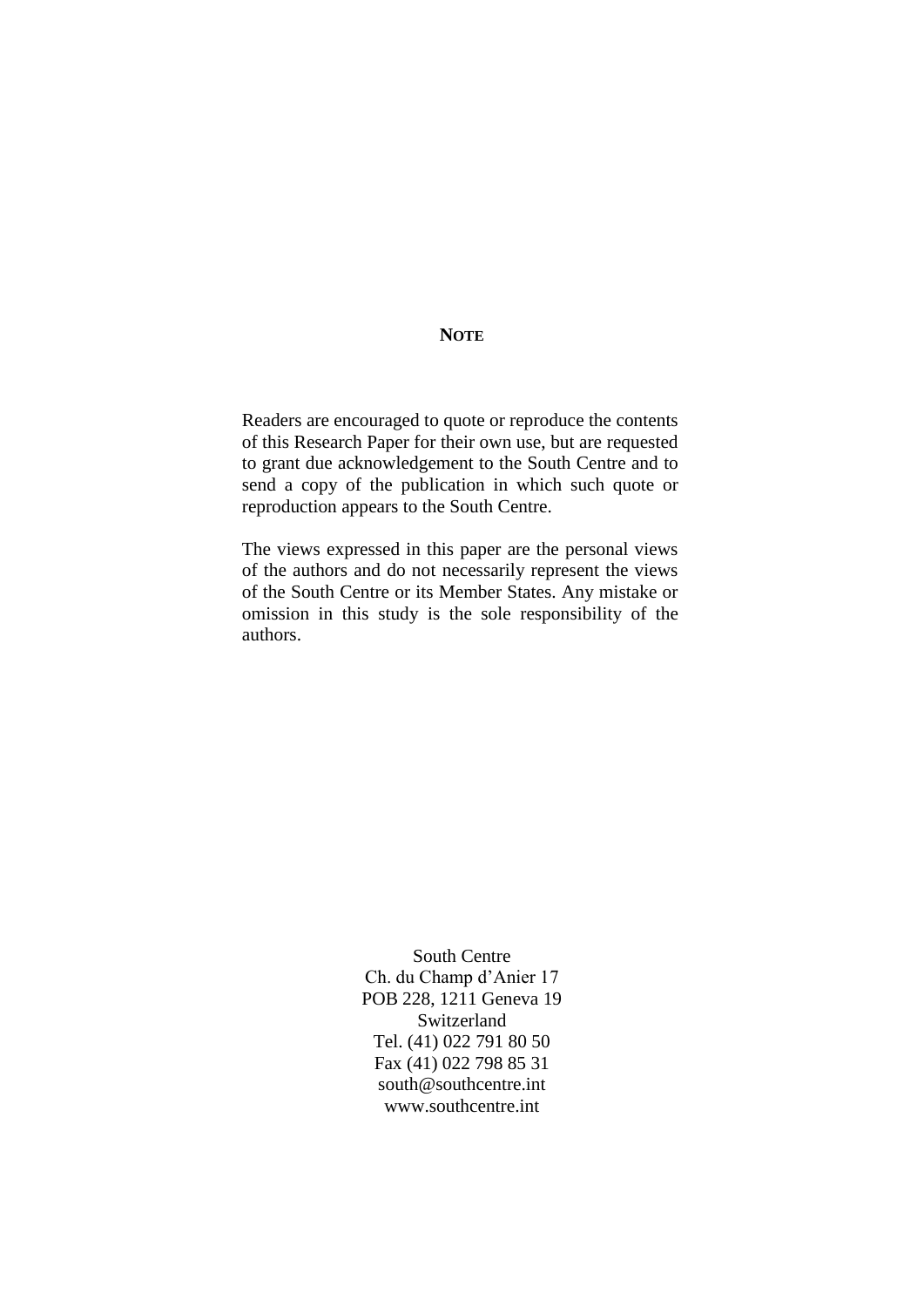# NOTE

Readers are encouraged to quote or reproduce the contents of this Research Paper for their own use, but are requested to grant due acknowledgement to the South Centre and to send a copy of the publication in which such quote or reproduction appears to the South Centre.

The views expressed in this paper are the personal views of the authors and do not necessarily represent the views of the South Centre or its Member States. Any mistake or omission in this study is the sole responsibility of the authors.

South Centre
Ch. du Champ d'Anier 17
POB 228, 1211 Geneva 19
Switzerland
Tel. (41) 022 791 80 50
Fax (41) 022 798 85 31
south@southcentre.int
www.southcentre.int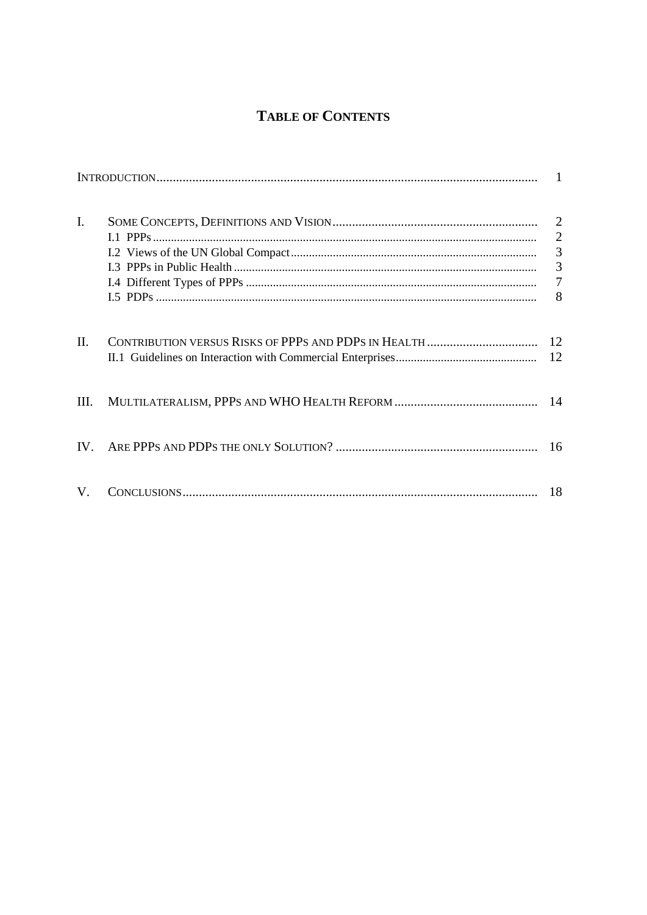# TABLE OF CONTENTS

| | | |
|---|---|---|
| | INTRODUCTION | 1 |
| I. | SOME CONCEPTS, DEFINITIONS AND VISION | 2 |
| | I.1 PPPs | 2 |
| | I.2 Views of the UN Global Compact | 3 |
| | I.3 PPPs in Public Health | 3 |
| | I.4 Different Types of PPPs | 7 |
| | I.5 PDPs | 8 |
| II. | CONTRIBUTION VERSUS RISKS OF PPPS AND PDPS IN HEALTH | 12 |
| | II.1 Guidelines on Interaction with Commercial Enterprises | 12 |
| III. | MULTILATERALISM, PPPS AND WHO HEALTH REFORM | 14 |
| IV. | ARE PPPS AND PDPS THE ONLY SOLUTION? | 16 |
| V. | CONCLUSIONS | 18 |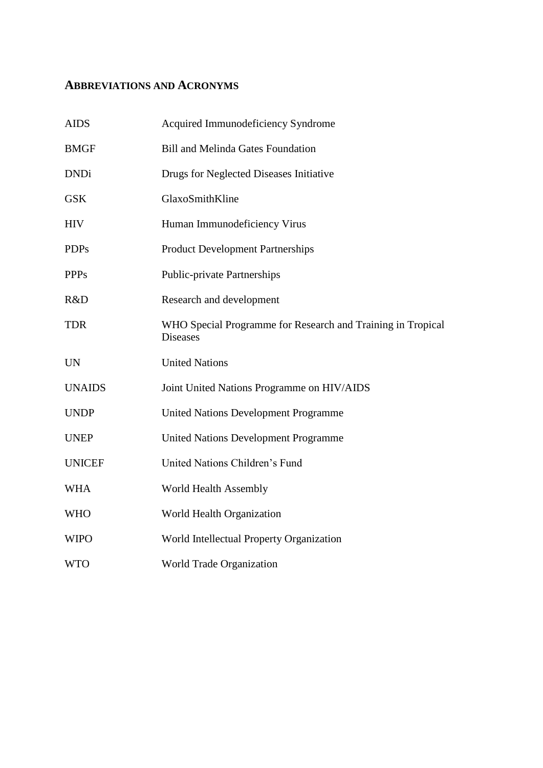## ABBREVIATIONS AND ACRONYMS

| | |
|---|---|
| AIDS | Acquired Immunodeficiency Syndrome |
| BMGF | Bill and Melinda Gates Foundation |
| DNDi | Drugs for Neglected Diseases Initiative |
| GSK | GlaxoSmithKline |
| HIV | Human Immunodeficiency Virus |
| PDPs | Product Development Partnerships |
| PPPs | Public-private Partnerships |
| R&D | Research and development |
| TDR | WHO Special Programme for Research and Training in Tropical Diseases |
| UN | United Nations |
| UNAIDS | Joint United Nations Programme on HIV/AIDS |
| UNDP | United Nations Development Programme |
| UNEP | United Nations Development Programme |
| UNICEF | United Nations Children's Fund |
| WHA | World Health Assembly |
| WHO | World Health Organization |
| WIPO | World Intellectual Property Organization |
| WTO | World Trade Organization |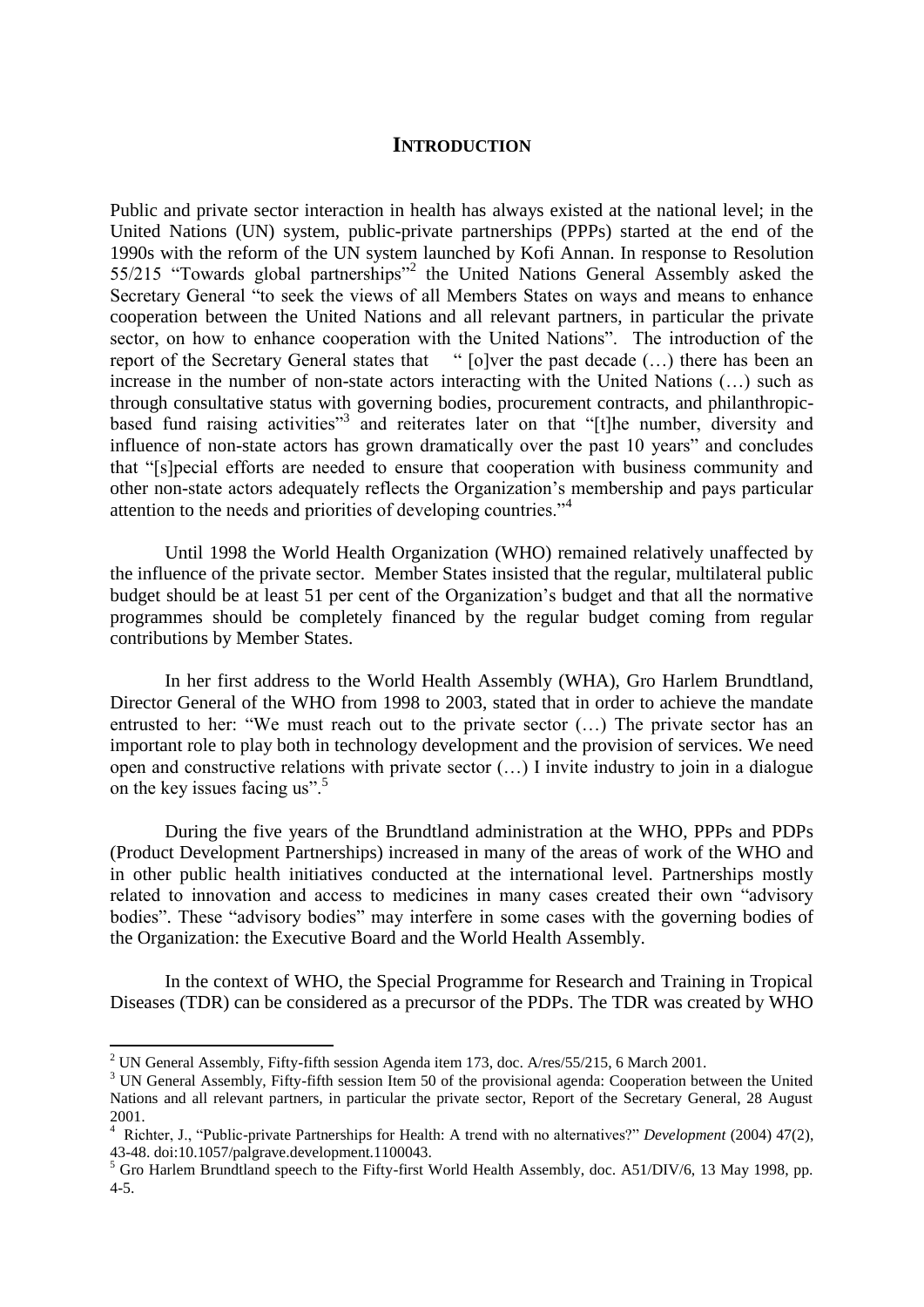## INTRODUCTION

Public and private sector interaction in health has always existed at the national level; in the United Nations (UN) system, public-private partnerships (PPPs) started at the end of the 1990s with the reform of the UN system launched by Kofi Annan. In response to Resolution 55/215 "Towards global partnerships"[2] the United Nations General Assembly asked the Secretary General "to seek the views of all Members States on ways and means to enhance cooperation between the United Nations and all relevant partners, in particular the private sector, on how to enhance cooperation with the United Nations". The introduction of the report of the Secretary General states that " [o]ver the past decade (…) there has been an increase in the number of non-state actors interacting with the United Nations (…) such as through consultative status with governing bodies, procurement contracts, and philanthropic-based fund raising activities"[3] and reiterates later on that "[t]he number, diversity and influence of non-state actors has grown dramatically over the past 10 years" and concludes that "[s]pecial efforts are needed to ensure that cooperation with business community and other non-state actors adequately reflects the Organization's membership and pays particular attention to the needs and priorities of developing countries."[4]

Until 1998 the World Health Organization (WHO) remained relatively unaffected by the influence of the private sector. Member States insisted that the regular, multilateral public budget should be at least 51 per cent of the Organization's budget and that all the normative programmes should be completely financed by the regular budget coming from regular contributions by Member States.

In her first address to the World Health Assembly (WHA), Gro Harlem Brundtland, Director General of the WHO from 1998 to 2003, stated that in order to achieve the mandate entrusted to her: "We must reach out to the private sector (…) The private sector has an important role to play both in technology development and the provision of services. We need open and constructive relations with private sector (…) I invite industry to join in a dialogue on the key issues facing us".[5]

During the five years of the Brundtland administration at the WHO, PPPs and PDPs (Product Development Partnerships) increased in many of the areas of work of the WHO and in other public health initiatives conducted at the international level. Partnerships mostly related to innovation and access to medicines in many cases created their own "advisory bodies". These "advisory bodies" may interfere in some cases with the governing bodies of the Organization: the Executive Board and the World Health Assembly.

In the context of WHO, the Special Programme for Research and Training in Tropical Diseases (TDR) can be considered as a precursor of the PDPs. The TDR was created by WHO

---

[2] UN General Assembly, Fifty-fifth session Agenda item 173, doc. A/res/55/215, 6 March 2001.

[3] UN General Assembly, Fifty-fifth session Item 50 of the provisional agenda: Cooperation between the United Nations and all relevant partners, in particular the private sector, Report of the Secretary General, 28 August 2001.

[4] Richter, J., "Public-private Partnerships for Health: A trend with no alternatives?" *Development* (2004) 47(2), 43-48. doi:10.1057/palgrave.development.1100043.

[5] Gro Harlem Brundtland speech to the Fifty-first World Health Assembly, doc. A51/DIV/6, 13 May 1998, pp. 4-5.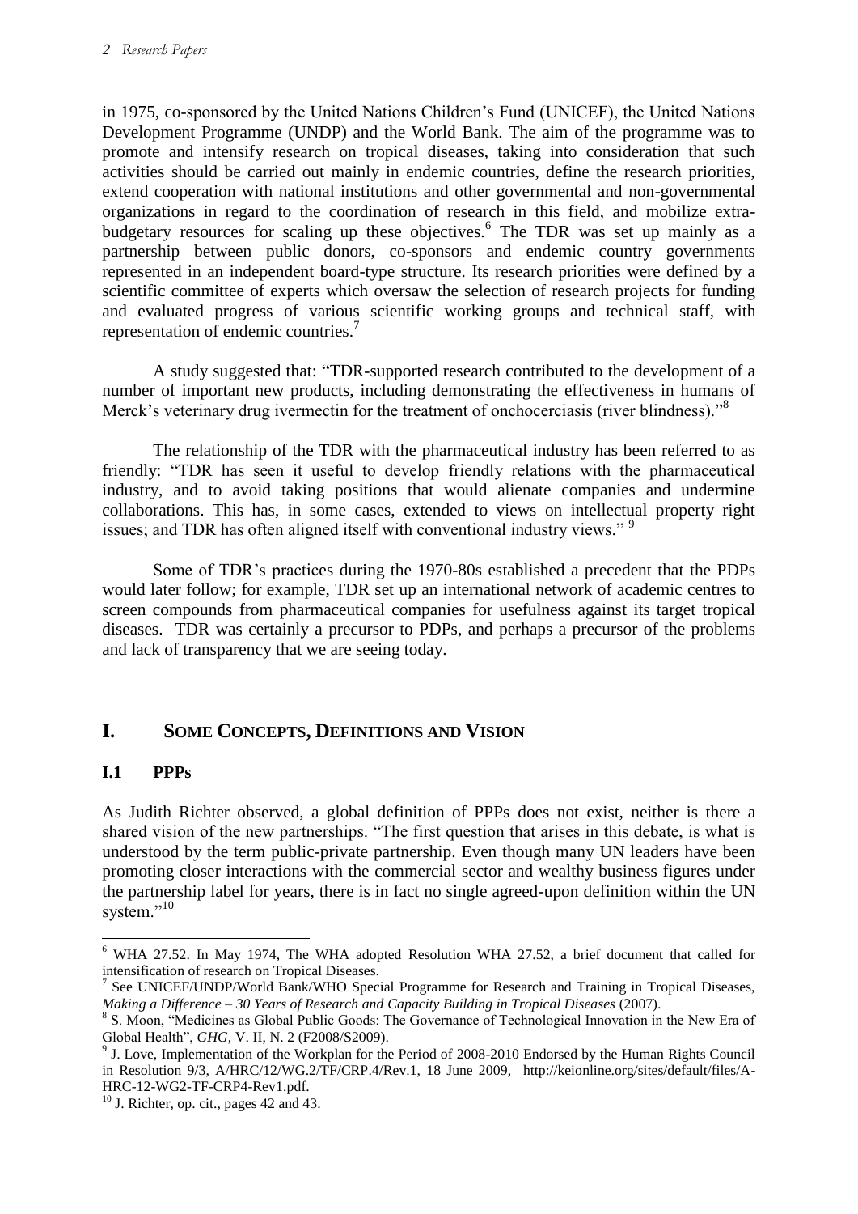in 1975, co-sponsored by the United Nations Children's Fund (UNICEF), the United Nations Development Programme (UNDP) and the World Bank. The aim of the programme was to promote and intensify research on tropical diseases, taking into consideration that such activities should be carried out mainly in endemic countries, define the research priorities, extend cooperation with national institutions and other governmental and non-governmental organizations in regard to the coordination of research in this field, and mobilize extra-budgetary resources for scaling up these objectives.[6] The TDR was set up mainly as a partnership between public donors, co-sponsors and endemic country governments represented in an independent board-type structure. Its research priorities were defined by a scientific committee of experts which oversaw the selection of research projects for funding and evaluated progress of various scientific working groups and technical staff, with representation of endemic countries.[7]

A study suggested that: "TDR-supported research contributed to the development of a number of important new products, including demonstrating the effectiveness in humans of Merck's veterinary drug ivermectin for the treatment of onchocerciasis (river blindness)."[8]

The relationship of the TDR with the pharmaceutical industry has been referred to as friendly: "TDR has seen it useful to develop friendly relations with the pharmaceutical industry, and to avoid taking positions that would alienate companies and undermine collaborations. This has, in some cases, extended to views on intellectual property right issues; and TDR has often aligned itself with conventional industry views." [9]

Some of TDR's practices during the 1970-80s established a precedent that the PDPs would later follow; for example, TDR set up an international network of academic centres to screen compounds from pharmaceutical companies for usefulness against its target tropical diseases. TDR was certainly a precursor to PDPs, and perhaps a precursor of the problems and lack of transparency that we are seeing today.

# I. SOME CONCEPTS, DEFINITIONS AND VISION

## I.1 PPPs

As Judith Richter observed, a global definition of PPPs does not exist, neither is there a shared vision of the new partnerships. "The first question that arises in this debate, is what is understood by the term public-private partnership. Even though many UN leaders have been promoting closer interactions with the commercial sector and wealthy business figures under the partnership label for years, there is in fact no single agreed-upon definition within the UN system."[10]

---

[6] WHA 27.52. In May 1974, The WHA adopted Resolution WHA 27.52, a brief document that called for intensification of research on Tropical Diseases.

[7] See UNICEF/UNDP/World Bank/WHO Special Programme for Research and Training in Tropical Diseases, *Making a Difference – 30 Years of Research and Capacity Building in Tropical Diseases* (2007).

[8] S. Moon, "Medicines as Global Public Goods: The Governance of Technological Innovation in the New Era of Global Health", *GHG*, V. II, N. 2 (F2008/S2009).

[9] J. Love, Implementation of the Workplan for the Period of 2008-2010 Endorsed by the Human Rights Council in Resolution 9/3, A/HRC/12/WG.2/TF/CRP.4/Rev.1, 18 June 2009, http://keionline.org/sites/default/files/A-HRC-12-WG2-TF-CRP4-Rev1.pdf.

[10] J. Richter, op. cit., pages 42 and 43.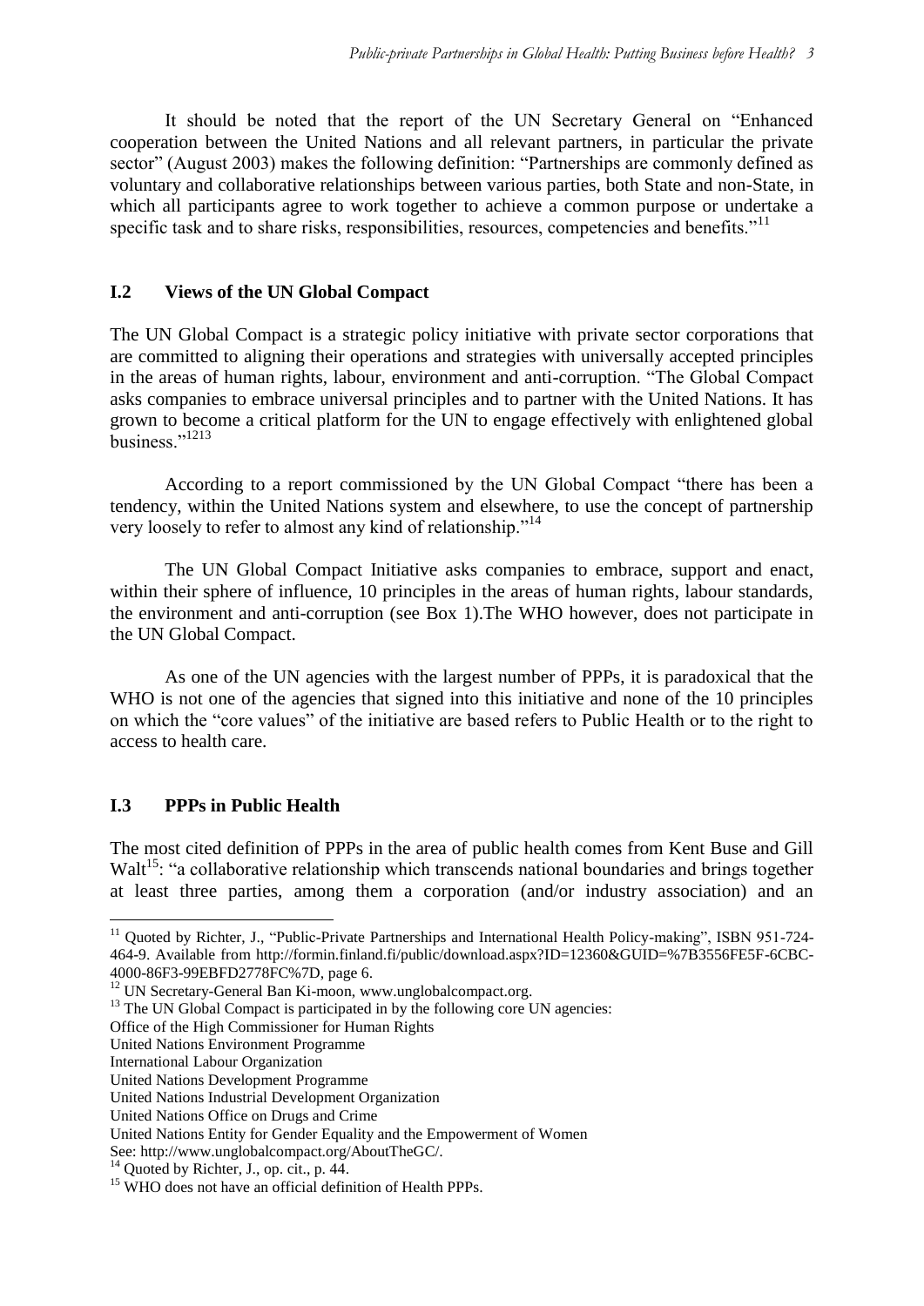It should be noted that the report of the UN Secretary General on "Enhanced cooperation between the United Nations and all relevant partners, in particular the private sector" (August 2003) makes the following definition: "Partnerships are commonly defined as voluntary and collaborative relationships between various parties, both State and non-State, in which all participants agree to work together to achieve a common purpose or undertake a specific task and to share risks, responsibilities, resources, competencies and benefits."[11]

## I.2 Views of the UN Global Compact

The UN Global Compact is a strategic policy initiative with private sector corporations that are committed to aligning their operations and strategies with universally accepted principles in the areas of human rights, labour, environment and anti-corruption. "The Global Compact asks companies to embrace universal principles and to partner with the United Nations. It has grown to become a critical platform for the UN to engage effectively with enlightened global business."[12][13]

According to a report commissioned by the UN Global Compact "there has been a tendency, within the United Nations system and elsewhere, to use the concept of partnership very loosely to refer to almost any kind of relationship."[14]

The UN Global Compact Initiative asks companies to embrace, support and enact, within their sphere of influence, 10 principles in the areas of human rights, labour standards, the environment and anti-corruption (see Box 1).The WHO however, does not participate in the UN Global Compact.

As one of the UN agencies with the largest number of PPPs, it is paradoxical that the WHO is not one of the agencies that signed into this initiative and none of the 10 principles on which the "core values" of the initiative are based refers to Public Health or to the right to access to health care.

## I.3 PPPs in Public Health

The most cited definition of PPPs in the area of public health comes from Kent Buse and Gill Walt[15]: "a collaborative relationship which transcends national boundaries and brings together at least three parties, among them a corporation (and/or industry association) and an

---

[11] Quoted by Richter, J., "Public-Private Partnerships and International Health Policy-making", ISBN 951-724-464-9. Available from http://formin.finland.fi/public/download.aspx?ID=12360&GUID=%7B3556FE5F-6CBC-4000-86F3-99EBFD2778FC%7D, page 6.

[12] UN Secretary-General Ban Ki-moon, www.unglobalcompact.org.

[13] The UN Global Compact is participated in by the following core UN agencies:
Office of the High Commissioner for Human Rights
United Nations Environment Programme
International Labour Organization
United Nations Development Programme
United Nations Industrial Development Organization
United Nations Office on Drugs and Crime
United Nations Entity for Gender Equality and the Empowerment of Women
See: http://www.unglobalcompact.org/AboutTheGC/.

[14] Quoted by Richter, J., op. cit., p. 44.

[15] WHO does not have an official definition of Health PPPs.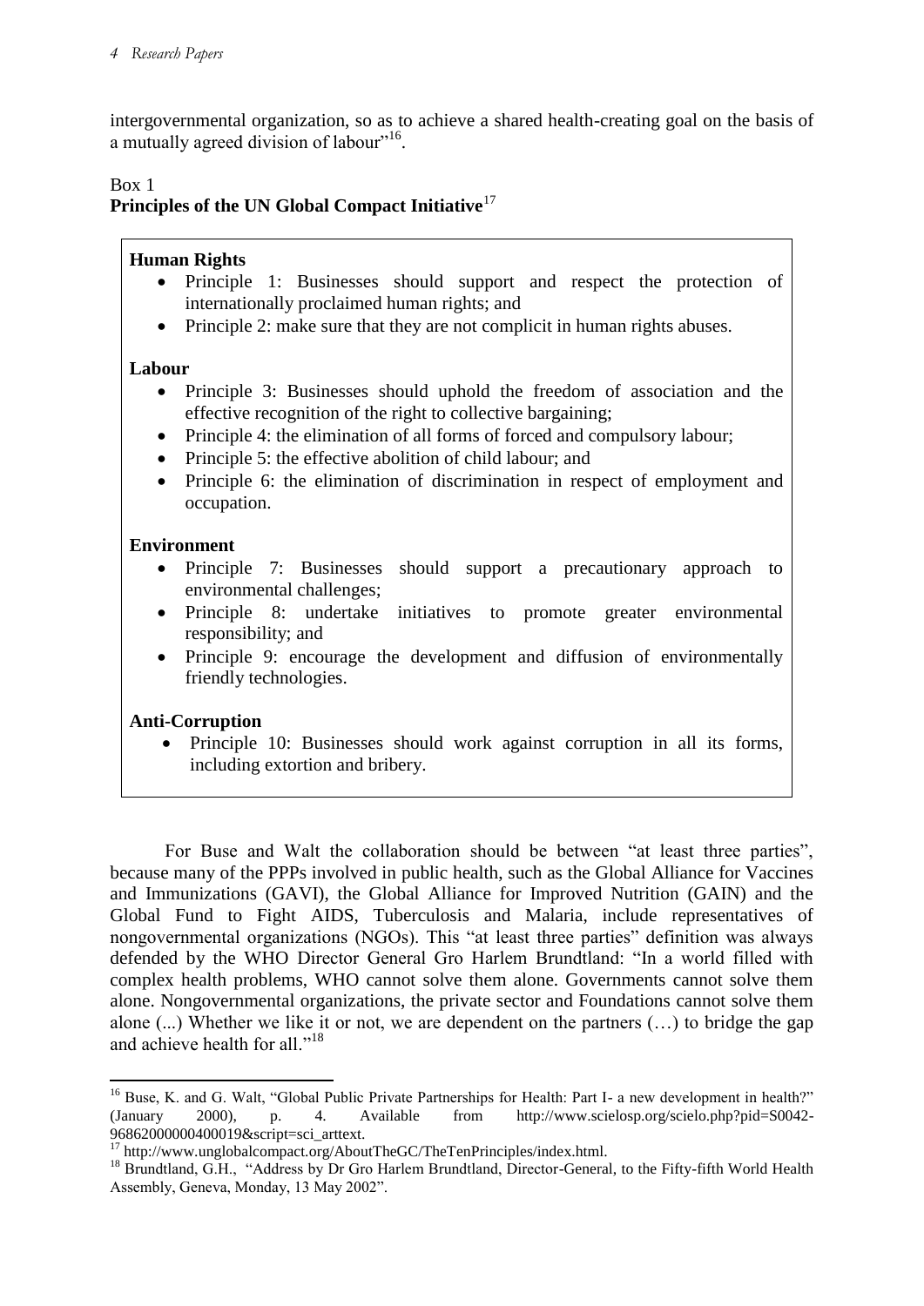intergovernmental organization, so as to achieve a shared health-creating goal on the basis of a mutually agreed division of labour"[16].

Box 1
**Principles of the UN Global Compact Initiative**[17]

**Human Rights**

- Principle 1: Businesses should support and respect the protection of internationally proclaimed human rights; and
- Principle 2: make sure that they are not complicit in human rights abuses.

**Labour**

- Principle 3: Businesses should uphold the freedom of association and the effective recognition of the right to collective bargaining;
- Principle 4: the elimination of all forms of forced and compulsory labour;
- Principle 5: the effective abolition of child labour; and
- Principle 6: the elimination of discrimination in respect of employment and occupation.

**Environment**

- Principle 7: Businesses should support a precautionary approach to environmental challenges;
- Principle 8: undertake initiatives to promote greater environmental responsibility; and
- Principle 9: encourage the development and diffusion of environmentally friendly technologies.

**Anti-Corruption**

- Principle 10: Businesses should work against corruption in all its forms, including extortion and bribery.

For Buse and Walt the collaboration should be between "at least three parties", because many of the PPPs involved in public health, such as the Global Alliance for Vaccines and Immunizations (GAVI), the Global Alliance for Improved Nutrition (GAIN) and the Global Fund to Fight AIDS, Tuberculosis and Malaria, include representatives of nongovernmental organizations (NGOs). This "at least three parties" definition was always defended by the WHO Director General Gro Harlem Brundtland: "In a world filled with complex health problems, WHO cannot solve them alone. Governments cannot solve them alone. Nongovernmental organizations, the private sector and Foundations cannot solve them alone (...) Whether we like it or not, we are dependent on the partners (…) to bridge the gap and achieve health for all."[18]

[16] Buse, K. and G. Walt, "Global Public Private Partnerships for Health: Part I- a new development in health?" (January 2000), p. 4. Available from http://www.scielosp.org/scielo.php?pid=S0042-96862000000400019&script=sci_arttext.

[17] http://www.unglobalcompact.org/AboutTheGC/TheTenPrinciples/index.html.

[18] Brundtland, G.H., "Address by Dr Gro Harlem Brundtland, Director-General, to the Fifty-fifth World Health Assembly, Geneva, Monday, 13 May 2002".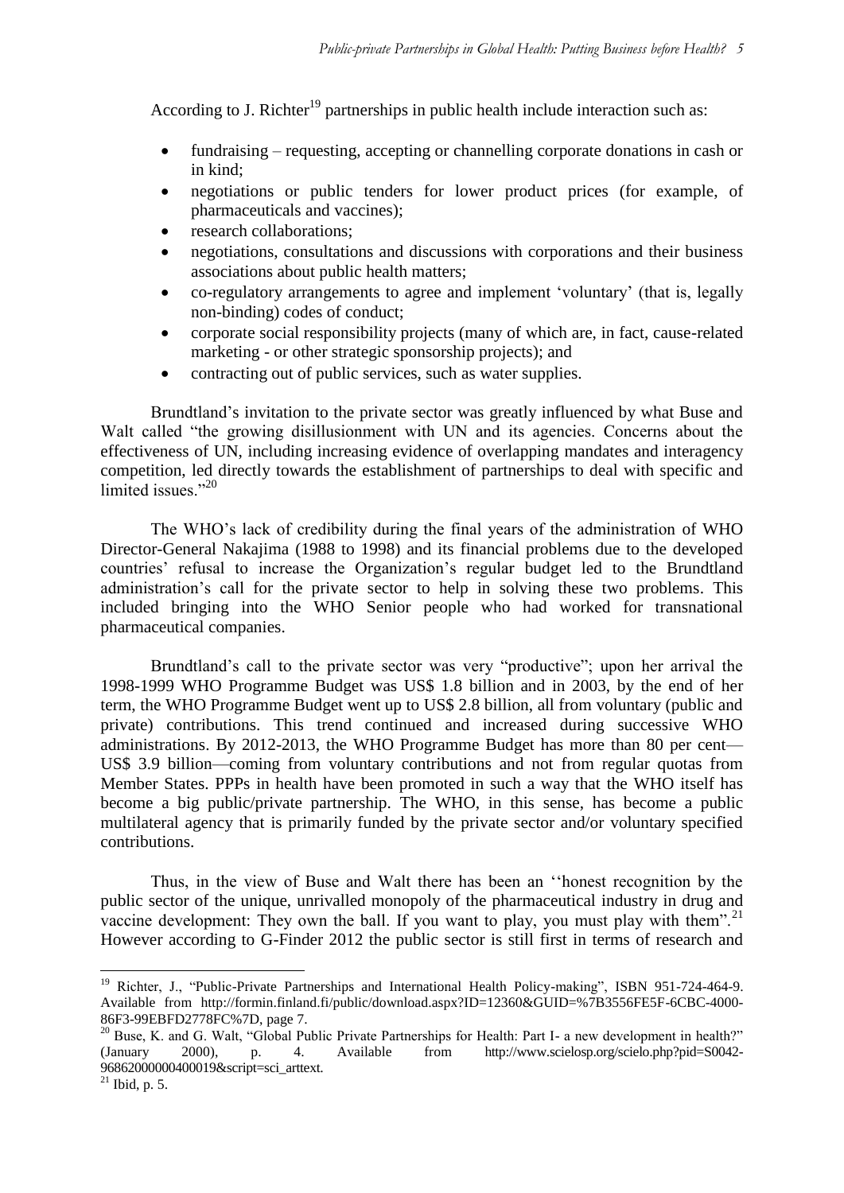According to J. Richter[19] partnerships in public health include interaction such as:

- fundraising – requesting, accepting or channelling corporate donations in cash or in kind;
- negotiations or public tenders for lower product prices (for example, of pharmaceuticals and vaccines);
- research collaborations;
- negotiations, consultations and discussions with corporations and their business associations about public health matters;
- co-regulatory arrangements to agree and implement 'voluntary' (that is, legally non-binding) codes of conduct;
- corporate social responsibility projects (many of which are, in fact, cause-related marketing - or other strategic sponsorship projects); and
- contracting out of public services, such as water supplies.

Brundtland's invitation to the private sector was greatly influenced by what Buse and Walt called "the growing disillusionment with UN and its agencies. Concerns about the effectiveness of UN, including increasing evidence of overlapping mandates and interagency competition, led directly towards the establishment of partnerships to deal with specific and limited issues."[20]

The WHO's lack of credibility during the final years of the administration of WHO Director-General Nakajima (1988 to 1998) and its financial problems due to the developed countries' refusal to increase the Organization's regular budget led to the Brundtland administration's call for the private sector to help in solving these two problems. This included bringing into the WHO Senior people who had worked for transnational pharmaceutical companies.

Brundtland's call to the private sector was very "productive"; upon her arrival the 1998-1999 WHO Programme Budget was US$ 1.8 billion and in 2003, by the end of her term, the WHO Programme Budget went up to US$ 2.8 billion, all from voluntary (public and private) contributions. This trend continued and increased during successive WHO administrations. By 2012-2013, the WHO Programme Budget has more than 80 per cent—US$ 3.9 billion—coming from voluntary contributions and not from regular quotas from Member States. PPPs in health have been promoted in such a way that the WHO itself has become a big public/private partnership. The WHO, in this sense, has become a public multilateral agency that is primarily funded by the private sector and/or voluntary specified contributions.

Thus, in the view of Buse and Walt there has been an ''honest recognition by the public sector of the unique, unrivalled monopoly of the pharmaceutical industry in drug and vaccine development: They own the ball. If you want to play, you must play with them".[21] However according to G-Finder 2012 the public sector is still first in terms of research and

---

[19] Richter, J., "Public-Private Partnerships and International Health Policy-making", ISBN 951-724-464-9. Available from http://formin.finland.fi/public/download.aspx?ID=12360&GUID=%7B3556FE5F-6CBC-4000-86F3-99EBFD2778FC%7D, page 7.

[20] Buse, K. and G. Walt, "Global Public Private Partnerships for Health: Part I- a new development in health?" (January 2000), p. 4. Available from http://www.scielosp.org/scielo.php?pid=S0042-96862000000400019&script=sci_arttext.

[21] Ibid, p. 5.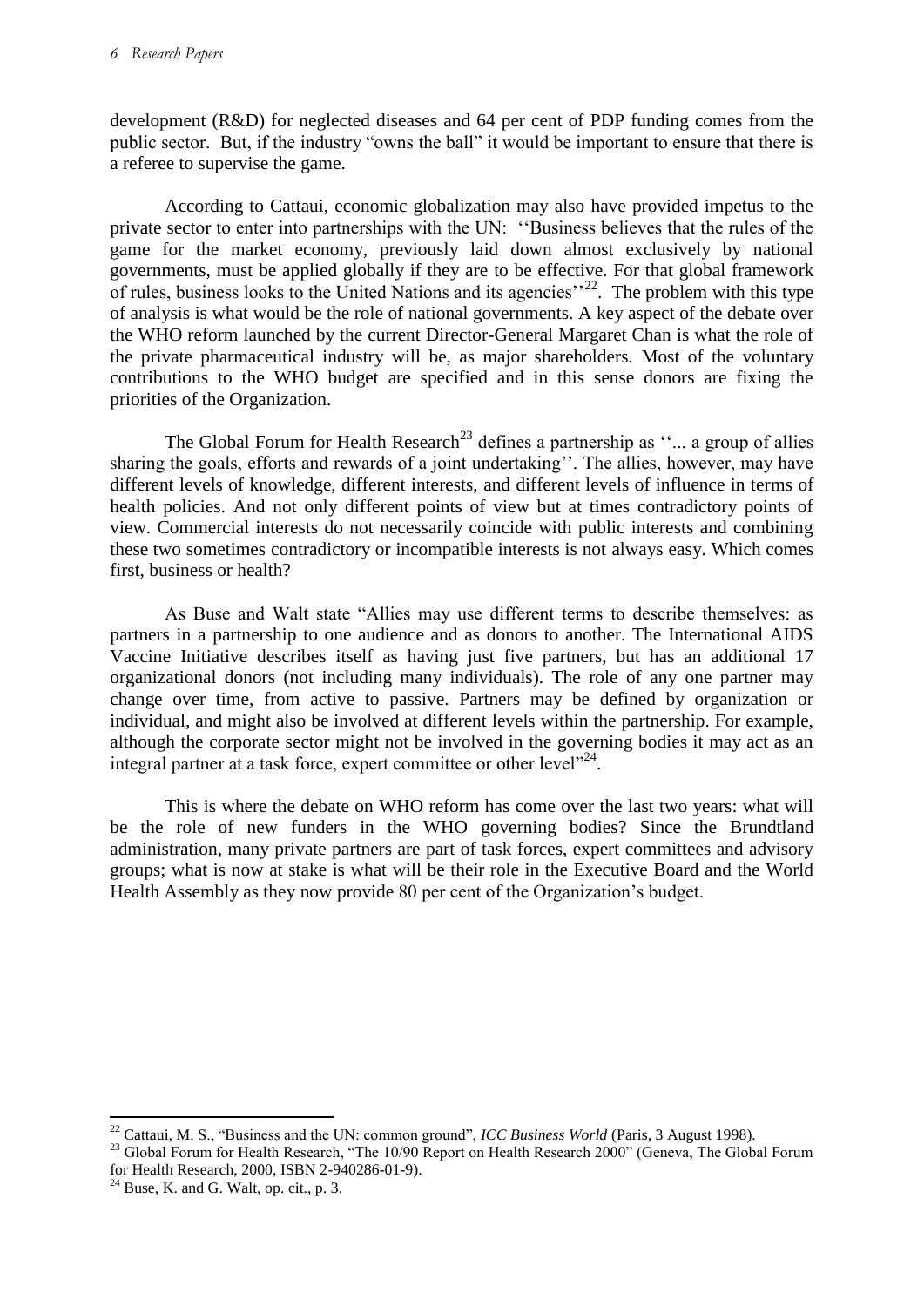development (R&D) for neglected diseases and 64 per cent of PDP funding comes from the public sector. But, if the industry "owns the ball" it would be important to ensure that there is a referee to supervise the game.

According to Cattaui, economic globalization may also have provided impetus to the private sector to enter into partnerships with the UN: ''Business believes that the rules of the game for the market economy, previously laid down almost exclusively by national governments, must be applied globally if they are to be effective. For that global framework of rules, business looks to the United Nations and its agencies''[22]. The problem with this type of analysis is what would be the role of national governments. A key aspect of the debate over the WHO reform launched by the current Director-General Margaret Chan is what the role of the private pharmaceutical industry will be, as major shareholders. Most of the voluntary contributions to the WHO budget are specified and in this sense donors are fixing the priorities of the Organization.

The Global Forum for Health Research[23] defines a partnership as ''... a group of allies sharing the goals, efforts and rewards of a joint undertaking''. The allies, however, may have different levels of knowledge, different interests, and different levels of influence in terms of health policies. And not only different points of view but at times contradictory points of view. Commercial interests do not necessarily coincide with public interests and combining these two sometimes contradictory or incompatible interests is not always easy. Which comes first, business or health?

As Buse and Walt state "Allies may use different terms to describe themselves: as partners in a partnership to one audience and as donors to another. The International AIDS Vaccine Initiative describes itself as having just five partners, but has an additional 17 organizational donors (not including many individuals). The role of any one partner may change over time, from active to passive. Partners may be defined by organization or individual, and might also be involved at different levels within the partnership. For example, although the corporate sector might not be involved in the governing bodies it may act as an integral partner at a task force, expert committee or other level"[24].

This is where the debate on WHO reform has come over the last two years: what will be the role of new funders in the WHO governing bodies? Since the Brundtland administration, many private partners are part of task forces, expert committees and advisory groups; what is now at stake is what will be their role in the Executive Board and the World Health Assembly as they now provide 80 per cent of the Organization's budget.

---

[22] Cattaui, M. S., "Business and the UN: common ground", *ICC Business World* (Paris, 3 August 1998).

[23] Global Forum for Health Research, "The 10/90 Report on Health Research 2000" (Geneva, The Global Forum for Health Research, 2000, ISBN 2-940286-01-9).

[24] Buse, K. and G. Walt, op. cit., p. 3.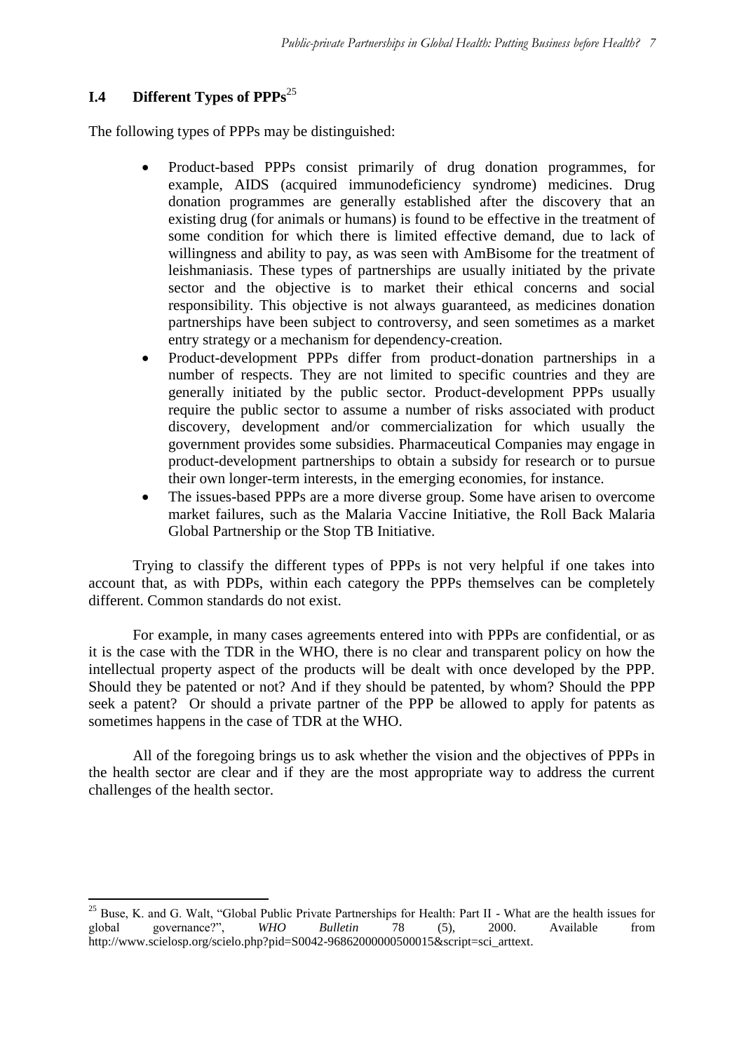## I.4 Different Types of PPPs[25]

The following types of PPPs may be distinguished:

- Product-based PPPs consist primarily of drug donation programmes, for example, AIDS (acquired immunodeficiency syndrome) medicines. Drug donation programmes are generally established after the discovery that an existing drug (for animals or humans) is found to be effective in the treatment of some condition for which there is limited effective demand, due to lack of willingness and ability to pay, as was seen with AmBisome for the treatment of leishmaniasis. These types of partnerships are usually initiated by the private sector and the objective is to market their ethical concerns and social responsibility. This objective is not always guaranteed, as medicines donation partnerships have been subject to controversy, and seen sometimes as a market entry strategy or a mechanism for dependency-creation.
- Product-development PPPs differ from product-donation partnerships in a number of respects. They are not limited to specific countries and they are generally initiated by the public sector. Product-development PPPs usually require the public sector to assume a number of risks associated with product discovery, development and/or commercialization for which usually the government provides some subsidies. Pharmaceutical Companies may engage in product-development partnerships to obtain a subsidy for research or to pursue their own longer-term interests, in the emerging economies, for instance.
- The issues-based PPPs are a more diverse group. Some have arisen to overcome market failures, such as the Malaria Vaccine Initiative, the Roll Back Malaria Global Partnership or the Stop TB Initiative.

Trying to classify the different types of PPPs is not very helpful if one takes into account that, as with PDPs, within each category the PPPs themselves can be completely different. Common standards do not exist.

For example, in many cases agreements entered into with PPPs are confidential, or as it is the case with the TDR in the WHO, there is no clear and transparent policy on how the intellectual property aspect of the products will be dealt with once developed by the PPP. Should they be patented or not? And if they should be patented, by whom? Should the PPP seek a patent? Or should a private partner of the PPP be allowed to apply for patents as sometimes happens in the case of TDR at the WHO.

All of the foregoing brings us to ask whether the vision and the objectives of PPPs in the health sector are clear and if they are the most appropriate way to address the current challenges of the health sector.

---

[25] Buse, K. and G. Walt, "Global Public Private Partnerships for Health: Part II - What are the health issues for global governance?", *WHO Bulletin* 78 (5), 2000. Available from http://www.scielosp.org/scielo.php?pid=S0042-96862000000500015&script=sci_arttext.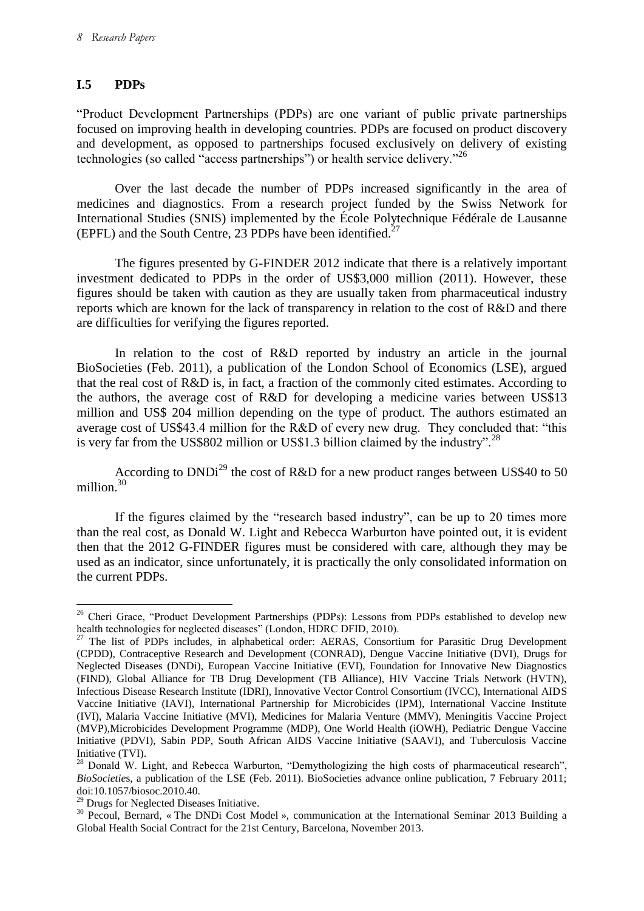## I.5 PDPs

"Product Development Partnerships (PDPs) are one variant of public private partnerships focused on improving health in developing countries. PDPs are focused on product discovery and development, as opposed to partnerships focused exclusively on delivery of existing technologies (so called "access partnerships") or health service delivery."[26]

Over the last decade the number of PDPs increased significantly in the area of medicines and diagnostics. From a research project funded by the Swiss Network for International Studies (SNIS) implemented by the École Polytechnique Fédérale de Lausanne (EPFL) and the South Centre, 23 PDPs have been identified.[27]

The figures presented by G-FINDER 2012 indicate that there is a relatively important investment dedicated to PDPs in the order of US$3,000 million (2011). However, these figures should be taken with caution as they are usually taken from pharmaceutical industry reports which are known for the lack of transparency in relation to the cost of R&D and there are difficulties for verifying the figures reported.

In relation to the cost of R&D reported by industry an article in the journal BioSocieties (Feb. 2011), a publication of the London School of Economics (LSE), argued that the real cost of R&D is, in fact, a fraction of the commonly cited estimates. According to the authors, the average cost of R&D for developing a medicine varies between US$13 million and US$ 204 million depending on the type of product. The authors estimated an average cost of US$43.4 million for the R&D of every new drug. They concluded that: "this is very far from the US$802 million or US$1.3 billion claimed by the industry".[28]

According to DNDi[29] the cost of R&D for a new product ranges between US$40 to 50 million.[30]

If the figures claimed by the "research based industry", can be up to 20 times more than the real cost, as Donald W. Light and Rebecca Warburton have pointed out, it is evident then that the 2012 G-FINDER figures must be considered with care, although they may be used as an indicator, since unfortunately, it is practically the only consolidated information on the current PDPs.

---

[26] Cheri Grace, "Product Development Partnerships (PDPs): Lessons from PDPs established to develop new health technologies for neglected diseases" (London, HDRC DFID, 2010).

[27] The list of PDPs includes, in alphabetical order: AERAS, Consortium for Parasitic Drug Development (CPDD), Contraceptive Research and Development (CONRAD), Dengue Vaccine Initiative (DVI), Drugs for Neglected Diseases (DNDi), European Vaccine Initiative (EVI), Foundation for Innovative New Diagnostics (FIND), Global Alliance for TB Drug Development (TB Alliance), HIV Vaccine Trials Network (HVTN), Infectious Disease Research Institute (IDRI), Innovative Vector Control Consortium (IVCC), International AIDS Vaccine Initiative (IAVI), International Partnership for Microbicides (IPM), International Vaccine Institute (IVI), Malaria Vaccine Initiative (MVI), Medicines for Malaria Venture (MMV), Meningitis Vaccine Project (MVP),Microbicides Development Programme (MDP), One World Health (iOWH), Pediatric Dengue Vaccine Initiative (PDVI), Sabin PDP, South African AIDS Vaccine Initiative (SAAVI), and Tuberculosis Vaccine Initiative (TVI).

[28] Donald W. Light, and Rebecca Warburton, "Demythologizing the high costs of pharmaceutical research", *BioSocieties*, a publication of the LSE (Feb. 2011). BioSocieties advance online publication, 7 February 2011; doi:10.1057/biosoc.2010.40.

[29] Drugs for Neglected Diseases Initiative.

[30] Pecoul, Bernard, « The DNDi Cost Model », communication at the International Seminar 2013 Building a Global Health Social Contract for the 21st Century, Barcelona, November 2013.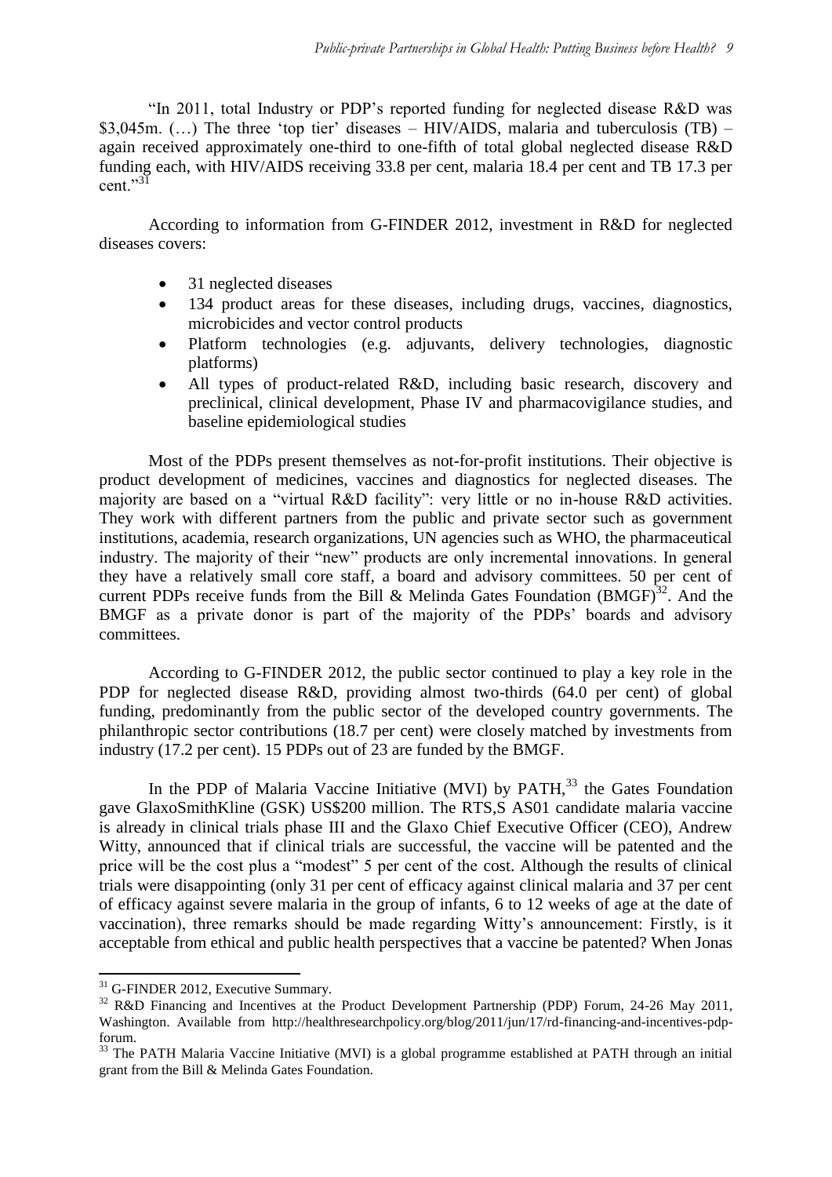"In 2011, total Industry or PDP's reported funding for neglected disease R&D was $3,045m. (…) The three 'top tier' diseases – HIV/AIDS, malaria and tuberculosis (TB) – again received approximately one-third to one-fifth of total global neglected disease R&D funding each, with HIV/AIDS receiving 33.8 per cent, malaria 18.4 per cent and TB 17.3 per cent."[31]

According to information from G-FINDER 2012, investment in R&D for neglected diseases covers:

- 31 neglected diseases
- 134 product areas for these diseases, including drugs, vaccines, diagnostics, microbicides and vector control products
- Platform technologies (e.g. adjuvants, delivery technologies, diagnostic platforms)
- All types of product-related R&D, including basic research, discovery and preclinical, clinical development, Phase IV and pharmacovigilance studies, and baseline epidemiological studies

Most of the PDPs present themselves as not-for-profit institutions. Their objective is product development of medicines, vaccines and diagnostics for neglected diseases. The majority are based on a "virtual R&D facility": very little or no in-house R&D activities. They work with different partners from the public and private sector such as government institutions, academia, research organizations, UN agencies such as WHO, the pharmaceutical industry. The majority of their "new" products are only incremental innovations. In general they have a relatively small core staff, a board and advisory committees. 50 per cent of current PDPs receive funds from the Bill & Melinda Gates Foundation (BMGF)[32]. And the BMGF as a private donor is part of the majority of the PDPs' boards and advisory committees.

According to G-FINDER 2012, the public sector continued to play a key role in the PDP for neglected disease R&D, providing almost two-thirds (64.0 per cent) of global funding, predominantly from the public sector of the developed country governments. The philanthropic sector contributions (18.7 per cent) were closely matched by investments from industry (17.2 per cent). 15 PDPs out of 23 are funded by the BMGF.

In the PDP of Malaria Vaccine Initiative (MVI) by PATH,[33] the Gates Foundation gave GlaxoSmithKline (GSK) US$200 million. The RTS,S AS01 candidate malaria vaccine is already in clinical trials phase III and the Glaxo Chief Executive Officer (CEO), Andrew Witty, announced that if clinical trials are successful, the vaccine will be patented and the price will be the cost plus a "modest" 5 per cent of the cost. Although the results of clinical trials were disappointing (only 31 per cent of efficacy against clinical malaria and 37 per cent of efficacy against severe malaria in the group of infants, 6 to 12 weeks of age at the date of vaccination), three remarks should be made regarding Witty's announcement: Firstly, is it acceptable from ethical and public health perspectives that a vaccine be patented? When Jonas

---

[31] G-FINDER 2012, Executive Summary.

[32] R&D Financing and Incentives at the Product Development Partnership (PDP) Forum, 24-26 May 2011, Washington. Available from http://healthresearchpolicy.org/blog/2011/jun/17/rd-financing-and-incentives-pdp-forum.

[33] The PATH Malaria Vaccine Initiative (MVI) is a global programme established at PATH through an initial grant from the Bill & Melinda Gates Foundation.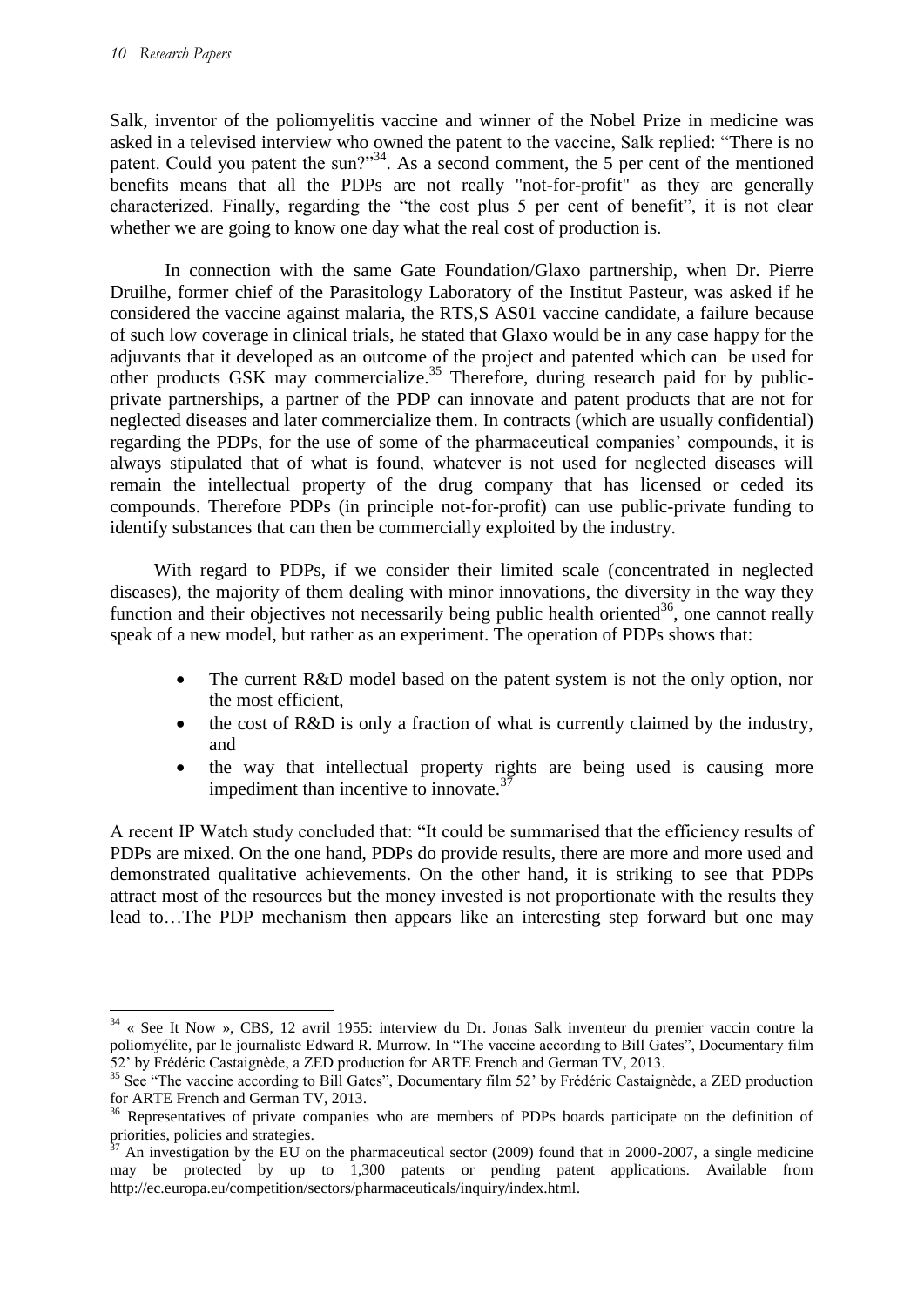Salk, inventor of the poliomyelitis vaccine and winner of the Nobel Prize in medicine was asked in a televised interview who owned the patent to the vaccine, Salk replied: "There is no patent. Could you patent the sun?"[34]. As a second comment, the 5 per cent of the mentioned benefits means that all the PDPs are not really "not-for-profit" as they are generally characterized. Finally, regarding the "the cost plus 5 per cent of benefit", it is not clear whether we are going to know one day what the real cost of production is.

In connection with the same Gate Foundation/Glaxo partnership, when Dr. Pierre Druilhe, former chief of the Parasitology Laboratory of the Institut Pasteur, was asked if he considered the vaccine against malaria, the RTS,S AS01 vaccine candidate, a failure because of such low coverage in clinical trials, he stated that Glaxo would be in any case happy for the adjuvants that it developed as an outcome of the project and patented which can be used for other products GSK may commercialize.[35] Therefore, during research paid for by public-private partnerships, a partner of the PDP can innovate and patent products that are not for neglected diseases and later commercialize them. In contracts (which are usually confidential) regarding the PDPs, for the use of some of the pharmaceutical companies' compounds, it is always stipulated that of what is found, whatever is not used for neglected diseases will remain the intellectual property of the drug company that has licensed or ceded its compounds. Therefore PDPs (in principle not-for-profit) can use public-private funding to identify substances that can then be commercially exploited by the industry.

With regard to PDPs, if we consider their limited scale (concentrated in neglected diseases), the majority of them dealing with minor innovations, the diversity in the way they function and their objectives not necessarily being public health oriented[36], one cannot really speak of a new model, but rather as an experiment. The operation of PDPs shows that:

- The current R&D model based on the patent system is not the only option, nor the most efficient,
- the cost of R&D is only a fraction of what is currently claimed by the industry, and
- the way that intellectual property rights are being used is causing more impediment than incentive to innovate.[37]

A recent IP Watch study concluded that: "It could be summarised that the efficiency results of PDPs are mixed. On the one hand, PDPs do provide results, there are more and more used and demonstrated qualitative achievements. On the other hand, it is striking to see that PDPs attract most of the resources but the money invested is not proportionate with the results they lead to…The PDP mechanism then appears like an interesting step forward but one may

---

[34] « See It Now », CBS, 12 avril 1955: interview du Dr. Jonas Salk inventeur du premier vaccin contre la poliomyélite, par le journaliste Edward R. Murrow. In "The vaccine according to Bill Gates", Documentary film 52' by Frédéric Castaignède, a ZED production for ARTE French and German TV, 2013.

[35] See "The vaccine according to Bill Gates", Documentary film 52' by Frédéric Castaignède, a ZED production for ARTE French and German TV, 2013.

[36] Representatives of private companies who are members of PDPs boards participate on the definition of priorities, policies and strategies.

[37] An investigation by the EU on the pharmaceutical sector (2009) found that in 2000-2007, a single medicine may be protected by up to 1,300 patents or pending patent applications. Available from http://ec.europa.eu/competition/sectors/pharmaceuticals/inquiry/index.html.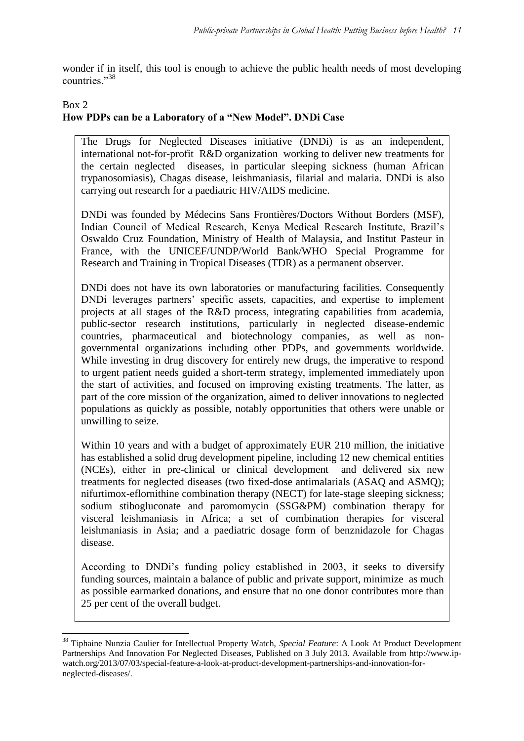wonder if in itself, this tool is enough to achieve the public health needs of most developing countries."[38]

Box 2

**How PDPs can be a Laboratory of a "New Model". DNDi Case**

The Drugs for Neglected Diseases initiative (DNDi) is as an independent, international not-for-profit R&D organization working to deliver new treatments for the certain neglected diseases, in particular sleeping sickness (human African trypanosomiasis), Chagas disease, leishmaniasis, filarial and malaria. DNDi is also carrying out research for a paediatric HIV/AIDS medicine.

DNDi was founded by Médecins Sans Frontières/Doctors Without Borders (MSF), Indian Council of Medical Research, Kenya Medical Research Institute, Brazil's Oswaldo Cruz Foundation, Ministry of Health of Malaysia, and Institut Pasteur in France, with the UNICEF/UNDP/World Bank/WHO Special Programme for Research and Training in Tropical Diseases (TDR) as a permanent observer.

DNDi does not have its own laboratories or manufacturing facilities. Consequently DNDi leverages partners' specific assets, capacities, and expertise to implement projects at all stages of the R&D process, integrating capabilities from academia, public-sector research institutions, particularly in neglected disease-endemic countries, pharmaceutical and biotechnology companies, as well as non-governmental organizations including other PDPs, and governments worldwide. While investing in drug discovery for entirely new drugs, the imperative to respond to urgent patient needs guided a short-term strategy, implemented immediately upon the start of activities, and focused on improving existing treatments. The latter, as part of the core mission of the organization, aimed to deliver innovations to neglected populations as quickly as possible, notably opportunities that others were unable or unwilling to seize.

Within 10 years and with a budget of approximately EUR 210 million, the initiative has established a solid drug development pipeline, including 12 new chemical entities (NCEs), either in pre-clinical or clinical development and delivered six new treatments for neglected diseases (two fixed-dose antimalarials (ASAQ and ASMQ); nifurtimox-eflornithine combination therapy (NECT) for late-stage sleeping sickness; sodium stibogluconate and paromomycin (SSG&PM) combination therapy for visceral leishmaniasis in Africa; a set of combination therapies for visceral leishmaniasis in Asia; and a paediatric dosage form of benznidazole for Chagas disease.

According to DNDi's funding policy established in 2003, it seeks to diversify funding sources, maintain a balance of public and private support, minimize as much as possible earmarked donations, and ensure that no one donor contributes more than 25 per cent of the overall budget.

---

[38] Tiphaine Nunzia Caulier for Intellectual Property Watch, *Special Feature*: A Look At Product Development Partnerships And Innovation For Neglected Diseases, Published on 3 July 2013. Available from http://www.ip-watch.org/2013/07/03/special-feature-a-look-at-product-development-partnerships-and-innovation-for-neglected-diseases/.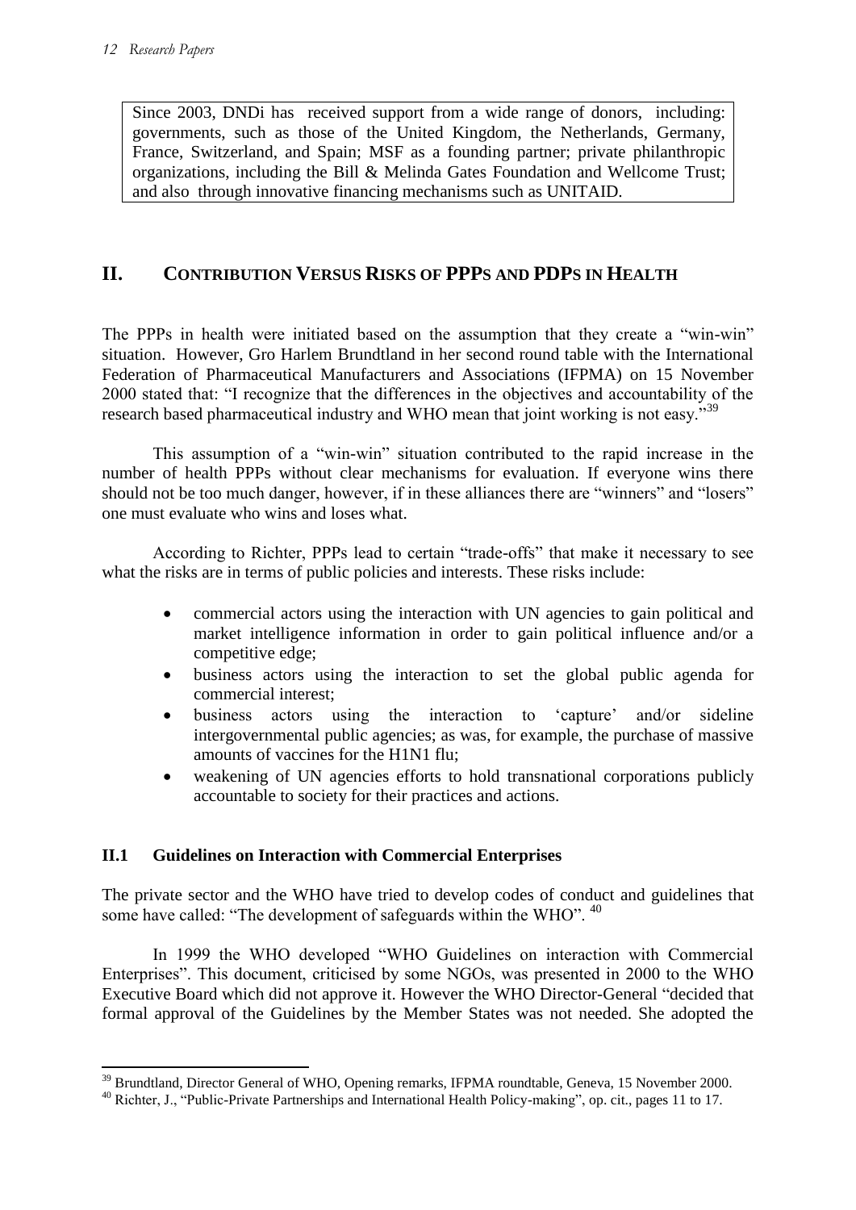Since 2003, DNDi has received support from a wide range of donors, including: governments, such as those of the United Kingdom, the Netherlands, Germany, France, Switzerland, and Spain; MSF as a founding partner; private philanthropic organizations, including the Bill & Melinda Gates Foundation and Wellcome Trust; and also through innovative financing mechanisms such as UNITAID.

## II. CONTRIBUTION VERSUS RISKS OF PPPS AND PDPS IN HEALTH

The PPPs in health were initiated based on the assumption that they create a "win-win" situation. However, Gro Harlem Brundtland in her second round table with the International Federation of Pharmaceutical Manufacturers and Associations (IFPMA) on 15 November 2000 stated that: "I recognize that the differences in the objectives and accountability of the research based pharmaceutical industry and WHO mean that joint working is not easy."[39]

This assumption of a "win-win" situation contributed to the rapid increase in the number of health PPPs without clear mechanisms for evaluation. If everyone wins there should not be too much danger, however, if in these alliances there are "winners" and "losers" one must evaluate who wins and loses what.

According to Richter, PPPs lead to certain "trade-offs" that make it necessary to see what the risks are in terms of public policies and interests. These risks include:

- commercial actors using the interaction with UN agencies to gain political and market intelligence information in order to gain political influence and/or a competitive edge;
- business actors using the interaction to set the global public agenda for commercial interest;
- business actors using the interaction to 'capture' and/or sideline intergovernmental public agencies; as was, for example, the purchase of massive amounts of vaccines for the H1N1 flu;
- weakening of UN agencies efforts to hold transnational corporations publicly accountable to society for their practices and actions.

### II.1 Guidelines on Interaction with Commercial Enterprises

The private sector and the WHO have tried to develop codes of conduct and guidelines that some have called: "The development of safeguards within the WHO".[40]

In 1999 the WHO developed "WHO Guidelines on interaction with Commercial Enterprises". This document, criticised by some NGOs, was presented in 2000 to the WHO Executive Board which did not approve it. However the WHO Director-General "decided that formal approval of the Guidelines by the Member States was not needed. She adopted the

[39] Brundtland, Director General of WHO, Opening remarks, IFPMA roundtable, Geneva, 15 November 2000.

[40] Richter, J., "Public-Private Partnerships and International Health Policy-making", op. cit., pages 11 to 17.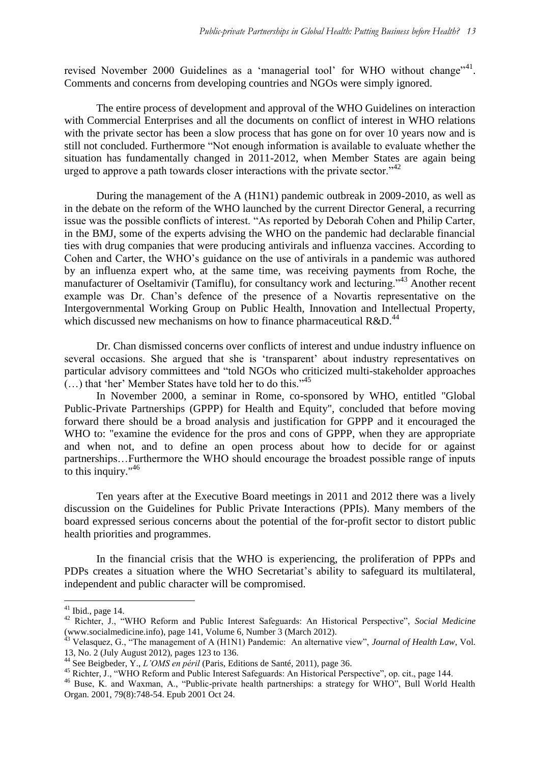revised November 2000 Guidelines as a 'managerial tool' for WHO without change"[41]. Comments and concerns from developing countries and NGOs were simply ignored.

The entire process of development and approval of the WHO Guidelines on interaction with Commercial Enterprises and all the documents on conflict of interest in WHO relations with the private sector has been a slow process that has gone on for over 10 years now and is still not concluded. Furthermore "Not enough information is available to evaluate whether the situation has fundamentally changed in 2011-2012, when Member States are again being urged to approve a path towards closer interactions with the private sector."[42]

During the management of the A (H1N1) pandemic outbreak in 2009-2010, as well as in the debate on the reform of the WHO launched by the current Director General, a recurring issue was the possible conflicts of interest. "As reported by Deborah Cohen and Philip Carter, in the BMJ, some of the experts advising the WHO on the pandemic had declarable financial ties with drug companies that were producing antivirals and influenza vaccines. According to Cohen and Carter, the WHO's guidance on the use of antivirals in a pandemic was authored by an influenza expert who, at the same time, was receiving payments from Roche, the manufacturer of Oseltamivir (Tamiflu), for consultancy work and lecturing."[43] Another recent example was Dr. Chan's defence of the presence of a Novartis representative on the Intergovernmental Working Group on Public Health, Innovation and Intellectual Property, which discussed new mechanisms on how to finance pharmaceutical R&D.[44]

Dr. Chan dismissed concerns over conflicts of interest and undue industry influence on several occasions. She argued that she is 'transparent' about industry representatives on particular advisory committees and "told NGOs who criticized multi-stakeholder approaches (…) that 'her' Member States have told her to do this."[45]

In November 2000, a seminar in Rome, co-sponsored by WHO, entitled "Global Public-Private Partnerships (GPPP) for Health and Equity", concluded that before moving forward there should be a broad analysis and justification for GPPP and it encouraged the WHO to: "examine the evidence for the pros and cons of GPPP, when they are appropriate and when not, and to define an open process about how to decide for or against partnerships…Furthermore the WHO should encourage the broadest possible range of inputs to this inquiry."[46]

Ten years after at the Executive Board meetings in 2011 and 2012 there was a lively discussion on the Guidelines for Public Private Interactions (PPIs). Many members of the board expressed serious concerns about the potential of the for-profit sector to distort public health priorities and programmes.

In the financial crisis that the WHO is experiencing, the proliferation of PPPs and PDPs creates a situation where the WHO Secretariat's ability to safeguard its multilateral, independent and public character will be compromised.

---

[41] Ibid., page 14.

[42] Richter, J., "WHO Reform and Public Interest Safeguards: An Historical Perspective", *Social Medicine* (www.socialmedicine.info), page 141, Volume 6, Number 3 (March 2012).

[43] Velasquez, G., "The management of A (H1N1) Pandemic: An alternative view", *Journal of Health Law*, Vol. 13, No. 2 (July August 2012), pages 123 to 136.

[44] See Beigbeder, Y., *L'OMS en péril* (Paris, Editions de Santé, 2011), page 36.

[45] Richter, J., "WHO Reform and Public Interest Safeguards: An Historical Perspective", op. cit., page 144.

[46] Buse, K. and Waxman, A., "Public-private health partnerships: a strategy for WHO", Bull World Health Organ. 2001, 79(8):748-54. Epub 2001 Oct 24.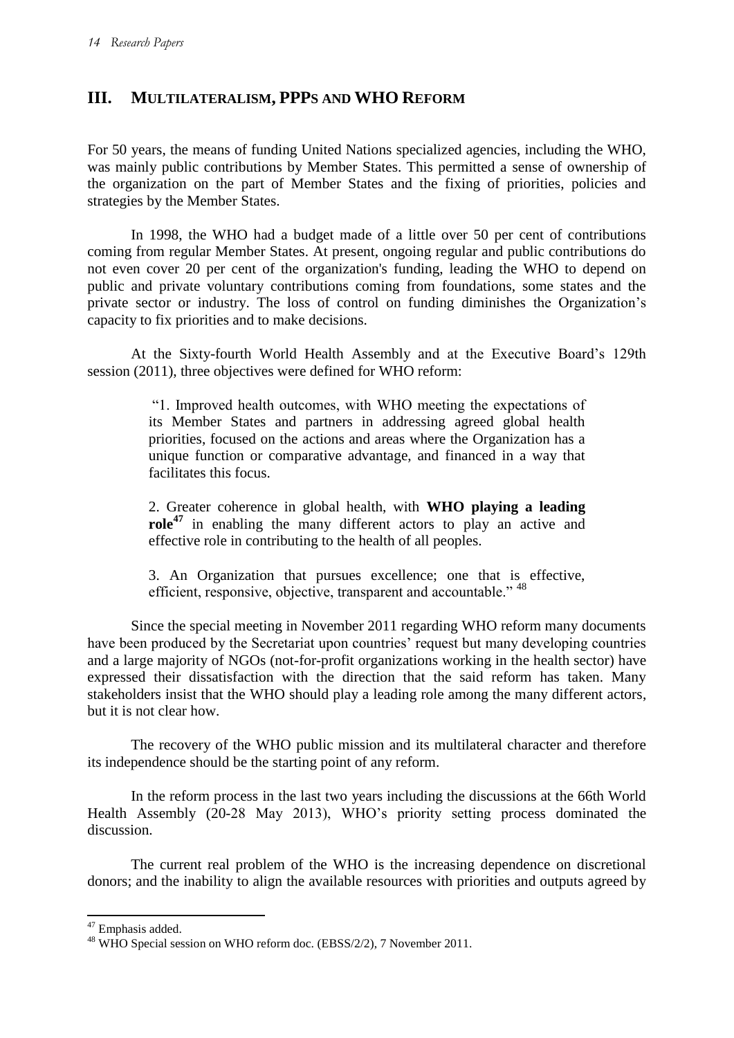## III. MULTILATERALISM, PPPS AND WHO REFORM

For 50 years, the means of funding United Nations specialized agencies, including the WHO, was mainly public contributions by Member States. This permitted a sense of ownership of the organization on the part of Member States and the fixing of priorities, policies and strategies by the Member States.

In 1998, the WHO had a budget made of a little over 50 per cent of contributions coming from regular Member States. At present, ongoing regular and public contributions do not even cover 20 per cent of the organization's funding, leading the WHO to depend on public and private voluntary contributions coming from foundations, some states and the private sector or industry. The loss of control on funding diminishes the Organization's capacity to fix priorities and to make decisions.

At the Sixty-fourth World Health Assembly and at the Executive Board's 129th session (2011), three objectives were defined for WHO reform:

> "1. Improved health outcomes, with WHO meeting the expectations of its Member States and partners in addressing agreed global health priorities, focused on the actions and areas where the Organization has a unique function or comparative advantage, and financed in a way that facilitates this focus.
>
> 2. Greater coherence in global health, with **WHO playing a leading role**[47] in enabling the many different actors to play an active and effective role in contributing to the health of all peoples.
>
> 3. An Organization that pursues excellence; one that is effective, efficient, responsive, objective, transparent and accountable." [48]

Since the special meeting in November 2011 regarding WHO reform many documents have been produced by the Secretariat upon countries' request but many developing countries and a large majority of NGOs (not-for-profit organizations working in the health sector) have expressed their dissatisfaction with the direction that the said reform has taken. Many stakeholders insist that the WHO should play a leading role among the many different actors, but it is not clear how.

The recovery of the WHO public mission and its multilateral character and therefore its independence should be the starting point of any reform.

In the reform process in the last two years including the discussions at the 66th World Health Assembly (20-28 May 2013), WHO's priority setting process dominated the discussion.

The current real problem of the WHO is the increasing dependence on discretional donors; and the inability to align the available resources with priorities and outputs agreed by

---

[47] Emphasis added.

[48] WHO Special session on WHO reform doc. (EBSS/2/2), 7 November 2011.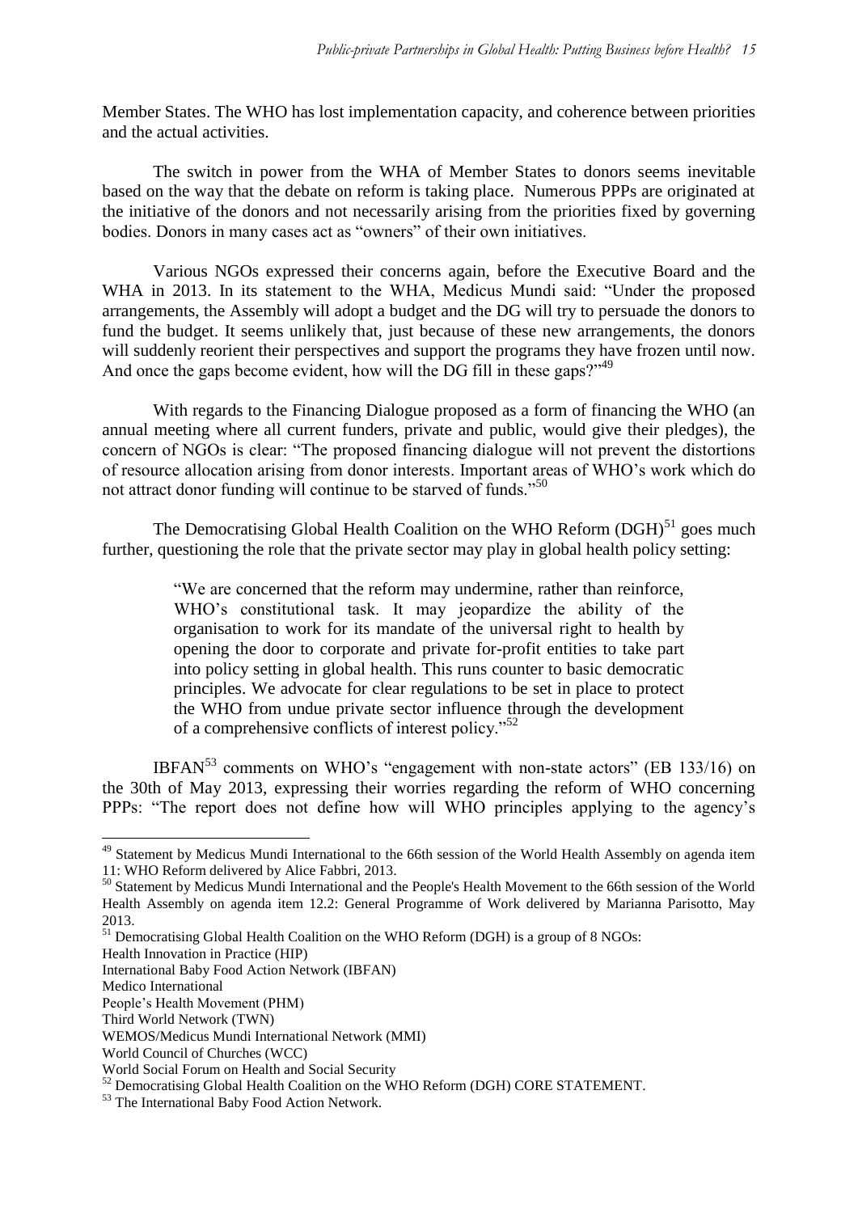Member States. The WHO has lost implementation capacity, and coherence between priorities and the actual activities.

The switch in power from the WHA of Member States to donors seems inevitable based on the way that the debate on reform is taking place. Numerous PPPs are originated at the initiative of the donors and not necessarily arising from the priorities fixed by governing bodies. Donors in many cases act as "owners" of their own initiatives.

Various NGOs expressed their concerns again, before the Executive Board and the WHA in 2013. In its statement to the WHA, Medicus Mundi said: "Under the proposed arrangements, the Assembly will adopt a budget and the DG will try to persuade the donors to fund the budget. It seems unlikely that, just because of these new arrangements, the donors will suddenly reorient their perspectives and support the programs they have frozen until now. And once the gaps become evident, how will the DG fill in these gaps?"[49]

With regards to the Financing Dialogue proposed as a form of financing the WHO (an annual meeting where all current funders, private and public, would give their pledges), the concern of NGOs is clear: "The proposed financing dialogue will not prevent the distortions of resource allocation arising from donor interests. Important areas of WHO's work which do not attract donor funding will continue to be starved of funds."[50]

The Democratising Global Health Coalition on the WHO Reform (DGH)[51] goes much further, questioning the role that the private sector may play in global health policy setting:

> "We are concerned that the reform may undermine, rather than reinforce, WHO's constitutional task. It may jeopardize the ability of the organisation to work for its mandate of the universal right to health by opening the door to corporate and private for-profit entities to take part into policy setting in global health. This runs counter to basic democratic principles. We advocate for clear regulations to be set in place to protect the WHO from undue private sector influence through the development of a comprehensive conflicts of interest policy."[52]

IBFAN[53] comments on WHO's "engagement with non-state actors" (EB 133/16) on the 30th of May 2013, expressing their worries regarding the reform of WHO concerning PPPs: "The report does not define how will WHO principles applying to the agency's

---

[49] Statement by Medicus Mundi International to the 66th session of the World Health Assembly on agenda item 11: WHO Reform delivered by Alice Fabbri, 2013.

[50] Statement by Medicus Mundi International and the People's Health Movement to the 66th session of the World Health Assembly on agenda item 12.2: General Programme of Work delivered by Marianna Parisotto, May 2013.

[51] Democratising Global Health Coalition on the WHO Reform (DGH) is a group of 8 NGOs:
Health Innovation in Practice (HIP)
International Baby Food Action Network (IBFAN)
Medico International
People's Health Movement (PHM)
Third World Network (TWN)
WEMOS/Medicus Mundi International Network (MMI)
World Council of Churches (WCC)
World Social Forum on Health and Social Security

[52] Democratising Global Health Coalition on the WHO Reform (DGH) CORE STATEMENT.

[53] The International Baby Food Action Network.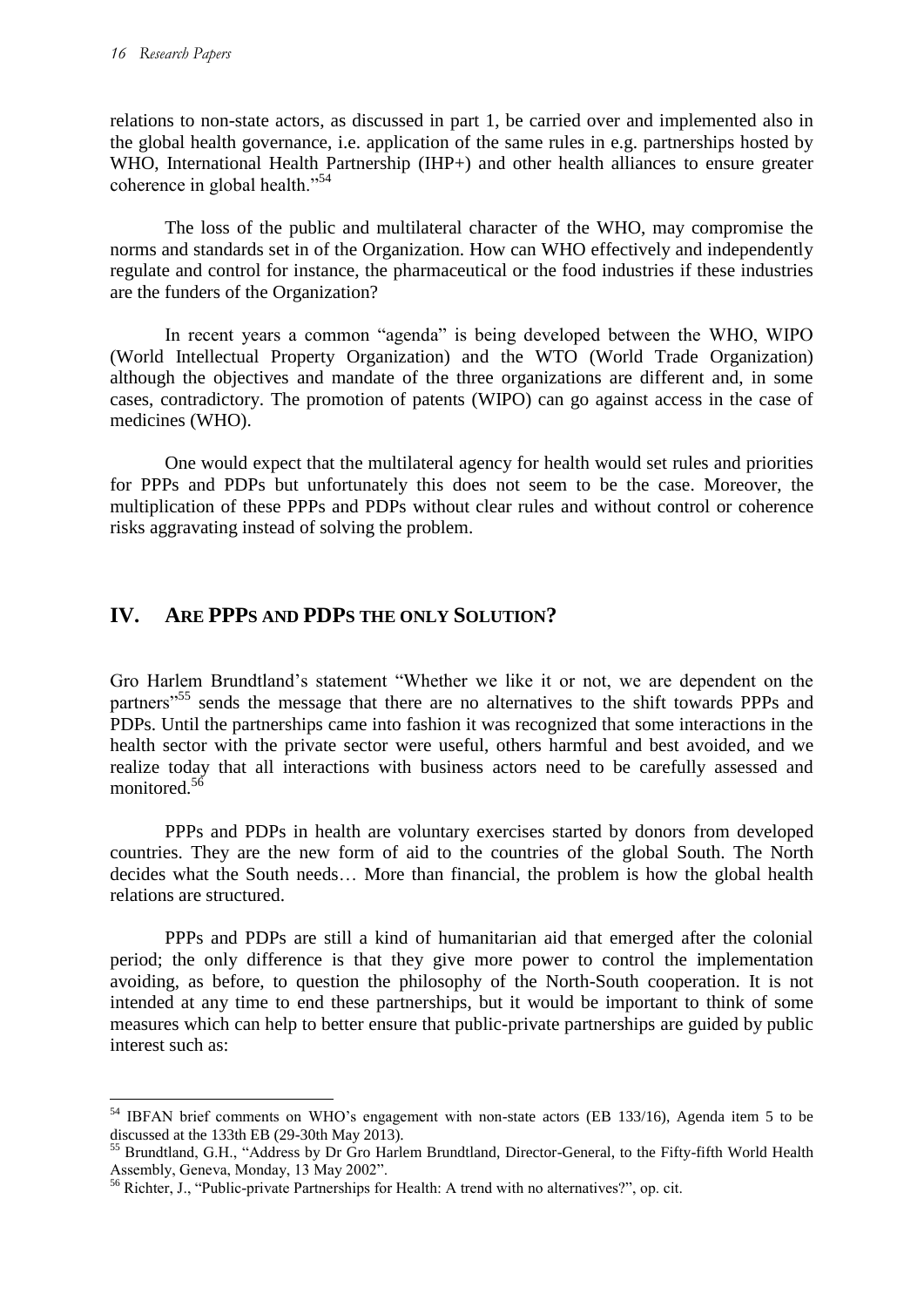relations to non-state actors, as discussed in part 1, be carried over and implemented also in the global health governance, i.e. application of the same rules in e.g. partnerships hosted by WHO, International Health Partnership (IHP+) and other health alliances to ensure greater coherence in global health."[54]

The loss of the public and multilateral character of the WHO, may compromise the norms and standards set in of the Organization. How can WHO effectively and independently regulate and control for instance, the pharmaceutical or the food industries if these industries are the funders of the Organization?

In recent years a common "agenda" is being developed between the WHO, WIPO (World Intellectual Property Organization) and the WTO (World Trade Organization) although the objectives and mandate of the three organizations are different and, in some cases, contradictory. The promotion of patents (WIPO) can go against access in the case of medicines (WHO).

One would expect that the multilateral agency for health would set rules and priorities for PPPs and PDPs but unfortunately this does not seem to be the case. Moreover, the multiplication of these PPPs and PDPs without clear rules and without control or coherence risks aggravating instead of solving the problem.

## IV. Are PPPs and PDPs the only Solution?

Gro Harlem Brundtland's statement "Whether we like it or not, we are dependent on the partners"[55] sends the message that there are no alternatives to the shift towards PPPs and PDPs. Until the partnerships came into fashion it was recognized that some interactions in the health sector with the private sector were useful, others harmful and best avoided, and we realize today that all interactions with business actors need to be carefully assessed and monitored.[56]

PPPs and PDPs in health are voluntary exercises started by donors from developed countries. They are the new form of aid to the countries of the global South. The North decides what the South needs… More than financial, the problem is how the global health relations are structured.

PPPs and PDPs are still a kind of humanitarian aid that emerged after the colonial period; the only difference is that they give more power to control the implementation avoiding, as before, to question the philosophy of the North-South cooperation. It is not intended at any time to end these partnerships, but it would be important to think of some measures which can help to better ensure that public-private partnerships are guided by public interest such as:

---

[54] IBFAN brief comments on WHO's engagement with non-state actors (EB 133/16), Agenda item 5 to be discussed at the 133th EB (29-30th May 2013).

[55] Brundtland, G.H., "Address by Dr Gro Harlem Brundtland, Director-General, to the Fifty-fifth World Health Assembly, Geneva, Monday, 13 May 2002".

[56] Richter, J., "Public-private Partnerships for Health: A trend with no alternatives?", op. cit.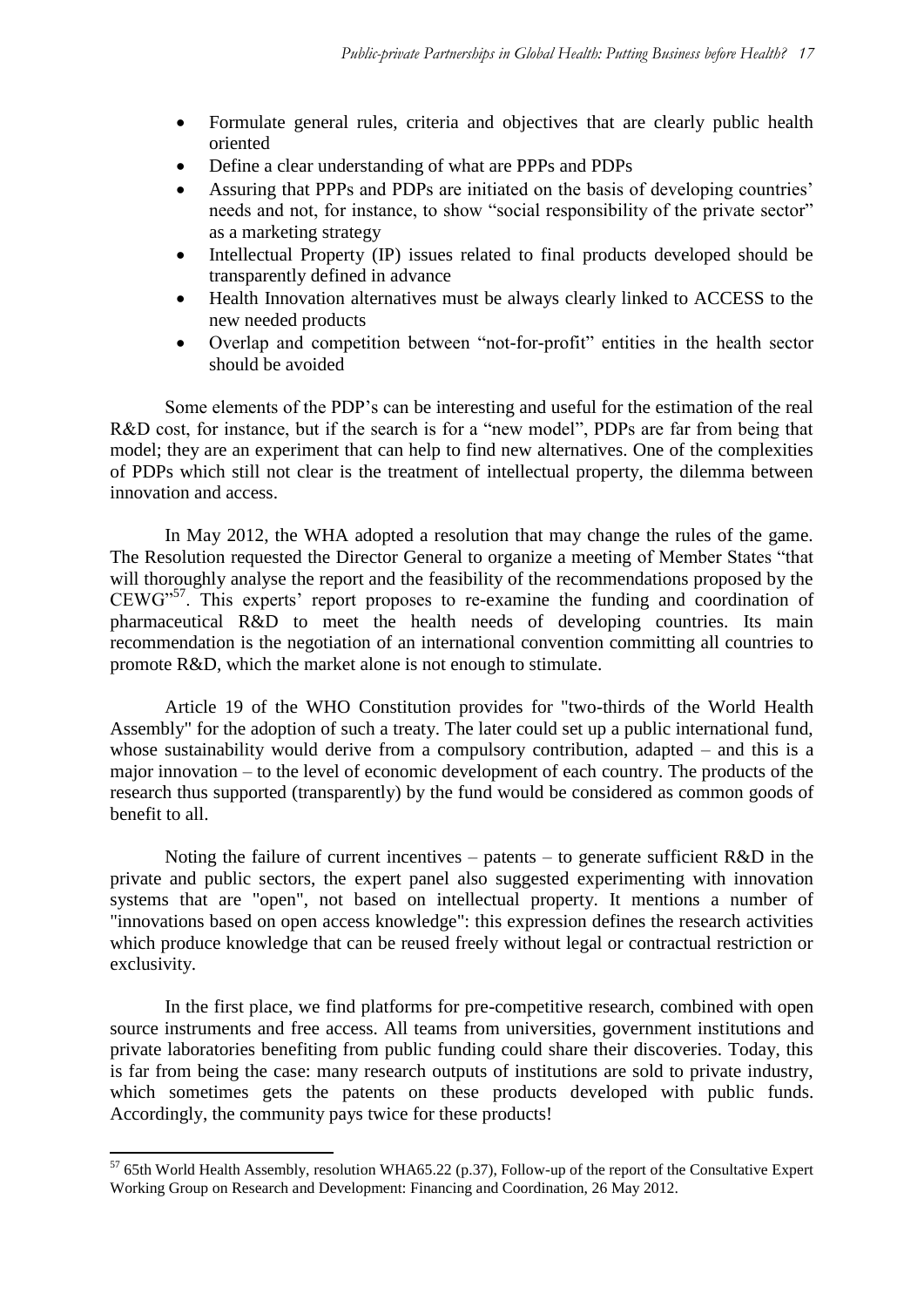- Formulate general rules, criteria and objectives that are clearly public health oriented
- Define a clear understanding of what are PPPs and PDPs
- Assuring that PPPs and PDPs are initiated on the basis of developing countries' needs and not, for instance, to show "social responsibility of the private sector" as a marketing strategy
- Intellectual Property (IP) issues related to final products developed should be transparently defined in advance
- Health Innovation alternatives must be always clearly linked to ACCESS to the new needed products
- Overlap and competition between "not-for-profit" entities in the health sector should be avoided

Some elements of the PDP's can be interesting and useful for the estimation of the real R&D cost, for instance, but if the search is for a "new model", PDPs are far from being that model; they are an experiment that can help to find new alternatives. One of the complexities of PDPs which still not clear is the treatment of intellectual property, the dilemma between innovation and access.

In May 2012, the WHA adopted a resolution that may change the rules of the game. The Resolution requested the Director General to organize a meeting of Member States "that will thoroughly analyse the report and the feasibility of the recommendations proposed by the CEWG"[57]. This experts' report proposes to re-examine the funding and coordination of pharmaceutical R&D to meet the health needs of developing countries. Its main recommendation is the negotiation of an international convention committing all countries to promote R&D, which the market alone is not enough to stimulate.

Article 19 of the WHO Constitution provides for "two-thirds of the World Health Assembly" for the adoption of such a treaty. The later could set up a public international fund, whose sustainability would derive from a compulsory contribution, adapted – and this is a major innovation – to the level of economic development of each country. The products of the research thus supported (transparently) by the fund would be considered as common goods of benefit to all.

Noting the failure of current incentives – patents – to generate sufficient R&D in the private and public sectors, the expert panel also suggested experimenting with innovation systems that are "open", not based on intellectual property. It mentions a number of "innovations based on open access knowledge": this expression defines the research activities which produce knowledge that can be reused freely without legal or contractual restriction or exclusivity.

In the first place, we find platforms for pre-competitive research, combined with open source instruments and free access. All teams from universities, government institutions and private laboratories benefiting from public funding could share their discoveries. Today, this is far from being the case: many research outputs of institutions are sold to private industry, which sometimes gets the patents on these products developed with public funds. Accordingly, the community pays twice for these products!

[57] 65th World Health Assembly, resolution WHA65.22 (p.37), Follow-up of the report of the Consultative Expert Working Group on Research and Development: Financing and Coordination, 26 May 2012.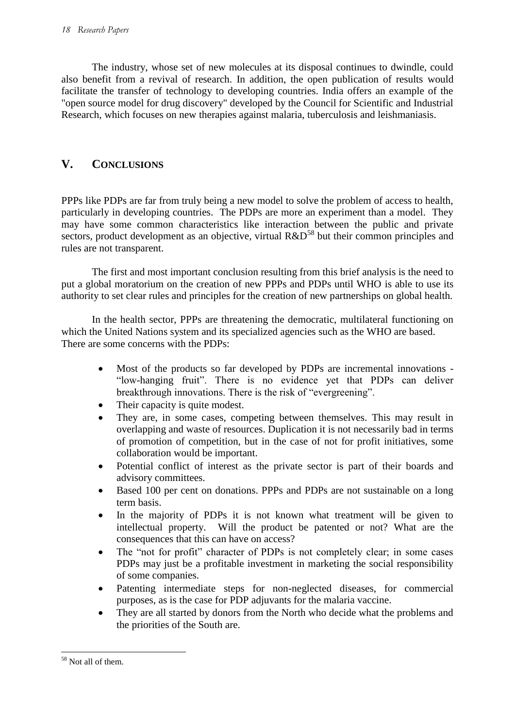The industry, whose set of new molecules at its disposal continues to dwindle, could also benefit from a revival of research. In addition, the open publication of results would facilitate the transfer of technology to developing countries. India offers an example of the "open source model for drug discovery" developed by the Council for Scientific and Industrial Research, which focuses on new therapies against malaria, tuberculosis and leishmaniasis.

## V. CONCLUSIONS

PPPs like PDPs are far from truly being a new model to solve the problem of access to health, particularly in developing countries. The PDPs are more an experiment than a model. They may have some common characteristics like interaction between the public and private sectors, product development as an objective, virtual R&D[58] but their common principles and rules are not transparent.

The first and most important conclusion resulting from this brief analysis is the need to put a global moratorium on the creation of new PPPs and PDPs until WHO is able to use its authority to set clear rules and principles for the creation of new partnerships on global health.

In the health sector, PPPs are threatening the democratic, multilateral functioning on which the United Nations system and its specialized agencies such as the WHO are based. There are some concerns with the PDPs:

- Most of the products so far developed by PDPs are incremental innovations - "low-hanging fruit". There is no evidence yet that PDPs can deliver breakthrough innovations. There is the risk of "evergreening".
- Their capacity is quite modest.
- They are, in some cases, competing between themselves. This may result in overlapping and waste of resources. Duplication it is not necessarily bad in terms of promotion of competition, but in the case of not for profit initiatives, some collaboration would be important.
- Potential conflict of interest as the private sector is part of their boards and advisory committees.
- Based 100 per cent on donations. PPPs and PDPs are not sustainable on a long term basis.
- In the majority of PDPs it is not known what treatment will be given to intellectual property. Will the product be patented or not? What are the consequences that this can have on access?
- The "not for profit" character of PDPs is not completely clear; in some cases PDPs may just be a profitable investment in marketing the social responsibility of some companies.
- Patenting intermediate steps for non-neglected diseases, for commercial purposes, as is the case for PDP adjuvants for the malaria vaccine.
- They are all started by donors from the North who decide what the problems and the priorities of the South are.

[58] Not all of them.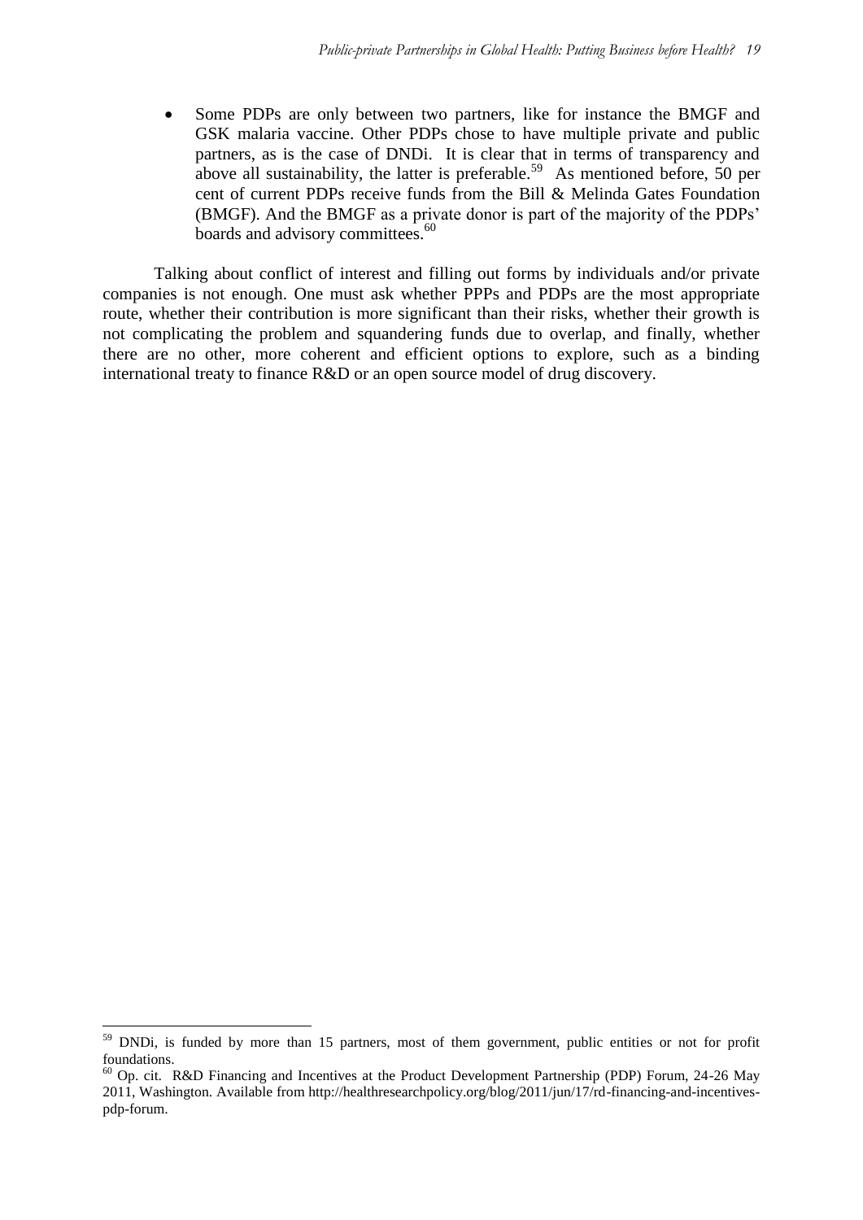- Some PDPs are only between two partners, like for instance the BMGF and GSK malaria vaccine. Other PDPs chose to have multiple private and public partners, as is the case of DNDi. It is clear that in terms of transparency and above all sustainability, the latter is preferable.[59] As mentioned before, 50 per cent of current PDPs receive funds from the Bill & Melinda Gates Foundation (BMGF). And the BMGF as a private donor is part of the majority of the PDPs' boards and advisory committees.[60]

Talking about conflict of interest and filling out forms by individuals and/or private companies is not enough. One must ask whether PPPs and PDPs are the most appropriate route, whether their contribution is more significant than their risks, whether their growth is not complicating the problem and squandering funds due to overlap, and finally, whether there are no other, more coherent and efficient options to explore, such as a binding international treaty to finance R&D or an open source model of drug discovery.

---

[59] DNDi, is funded by more than 15 partners, most of them government, public entities or not for profit foundations.

[60] Op. cit. R&D Financing and Incentives at the Product Development Partnership (PDP) Forum, 24-26 May 2011, Washington. Available from http://healthresearchpolicy.org/blog/2011/jun/17/rd-financing-and-incentives-pdp-forum.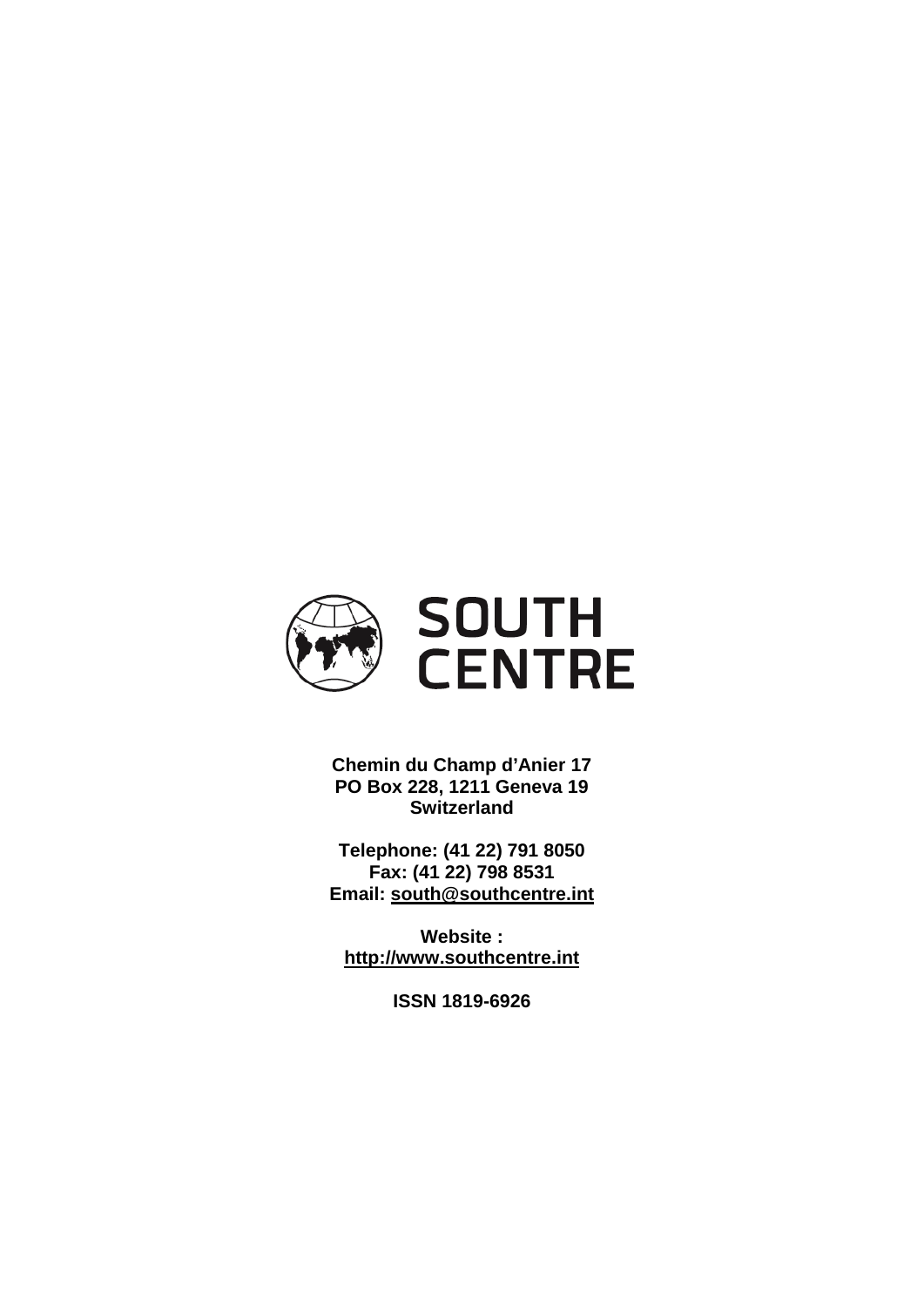SOUTH
CENTRE

**Chemin du Champ d'Anier 17**
**PO Box 228, 1211 Geneva 19**
**Switzerland**

**Telephone: (41 22) 791 8050**
**Fax: (41 22) 798 8531**
**Email: south@southcentre.int**

**Website :**
**http://www.southcentre.int**

**ISSN 1819-6926**